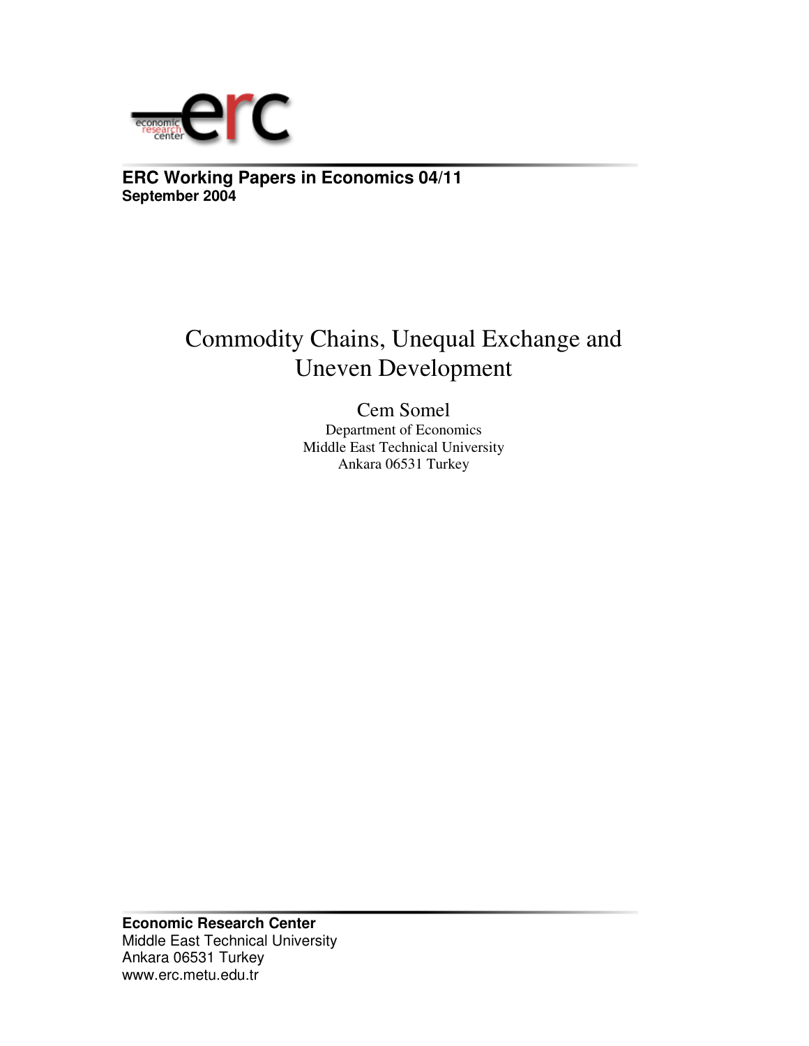economic research center erc

**ERC Working Papers in Economics 04/11**
**September 2004**

# Commodity Chains, Unequal Exchange and Uneven Development

Cem Somel
Department of Economics
Middle East Technical University
Ankara 06531 Turkey

**Economic Research Center**
Middle East Technical University
Ankara 06531 Turkey
www.erc.metu.edu.tr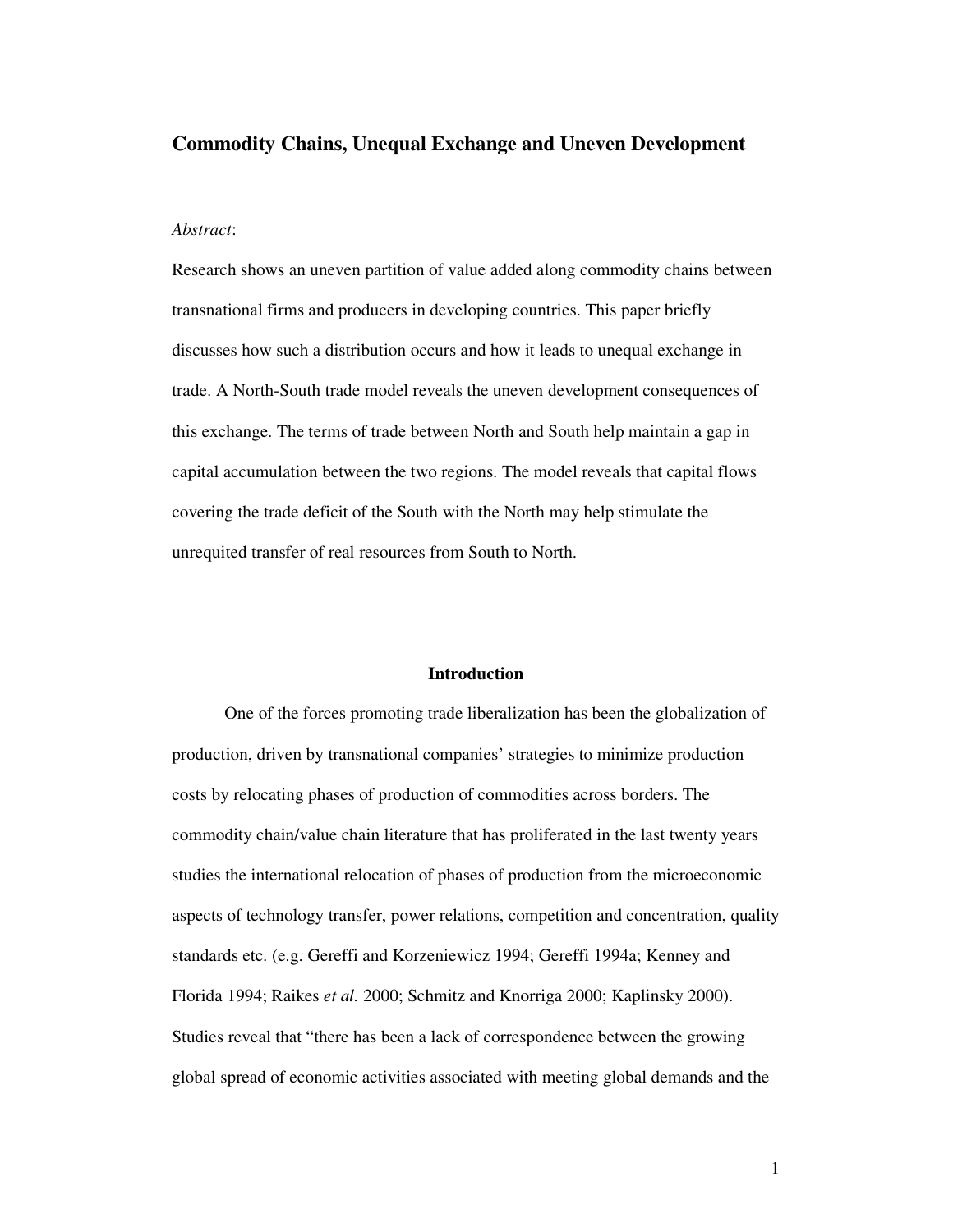# Commodity Chains, Unequal Exchange and Uneven Development

*Abstract*:

Research shows an uneven partition of value added along commodity chains between transnational firms and producers in developing countries. This paper briefly discusses how such a distribution occurs and how it leads to unequal exchange in trade. A North-South trade model reveals the uneven development consequences of this exchange. The terms of trade between North and South help maintain a gap in capital accumulation between the two regions. The model reveals that capital flows covering the trade deficit of the South with the North may help stimulate the unrequited transfer of real resources from South to North.

## Introduction

One of the forces promoting trade liberalization has been the globalization of production, driven by transnational companies' strategies to minimize production costs by relocating phases of production of commodities across borders. The commodity chain/value chain literature that has proliferated in the last twenty years studies the international relocation of phases of production from the microeconomic aspects of technology transfer, power relations, competition and concentration, quality standards etc. (e.g. Gereffi and Korzeniewicz 1994; Gereffi 1994a; Kenney and Florida 1994; Raikes *et al.* 2000; Schmitz and Knorriga 2000; Kaplinsky 2000). Studies reveal that "there has been a lack of correspondence between the growing global spread of economic activities associated with meeting global demands and the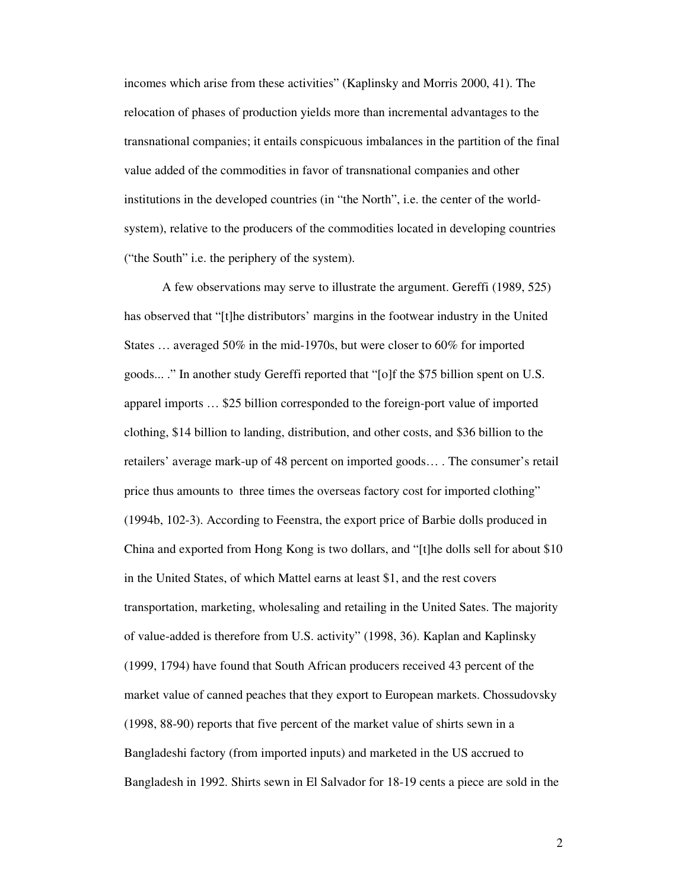incomes which arise from these activities" (Kaplinsky and Morris 2000, 41). The relocation of phases of production yields more than incremental advantages to the transnational companies; it entails conspicuous imbalances in the partition of the final value added of the commodities in favor of transnational companies and other institutions in the developed countries (in "the North", i.e. the center of the world-system), relative to the producers of the commodities located in developing countries ("the South" i.e. the periphery of the system).

A few observations may serve to illustrate the argument. Gereffi (1989, 525) has observed that "[t]he distributors' margins in the footwear industry in the United States … averaged 50% in the mid-1970s, but were closer to 60% for imported goods... ." In another study Gereffi reported that "[o]f the $75 billion spent on U.S. apparel imports … $25 billion corresponded to the foreign-port value of imported clothing, $14 billion to landing, distribution, and other costs, and $36 billion to the retailers' average mark-up of 48 percent on imported goods… . The consumer's retail price thus amounts to three times the overseas factory cost for imported clothing" (1994b, 102-3). According to Feenstra, the export price of Barbie dolls produced in China and exported from Hong Kong is two dollars, and "[t]he dolls sell for about $10 in the United States, of which Mattel earns at least $1, and the rest covers transportation, marketing, wholesaling and retailing in the United Sates. The majority of value-added is therefore from U.S. activity" (1998, 36). Kaplan and Kaplinsky (1999, 1794) have found that South African producers received 43 percent of the market value of canned peaches that they export to European markets. Chossudovsky (1998, 88-90) reports that five percent of the market value of shirts sewn in a Bangladeshi factory (from imported inputs) and marketed in the US accrued to Bangladesh in 1992. Shirts sewn in El Salvador for 18-19 cents a piece are sold in the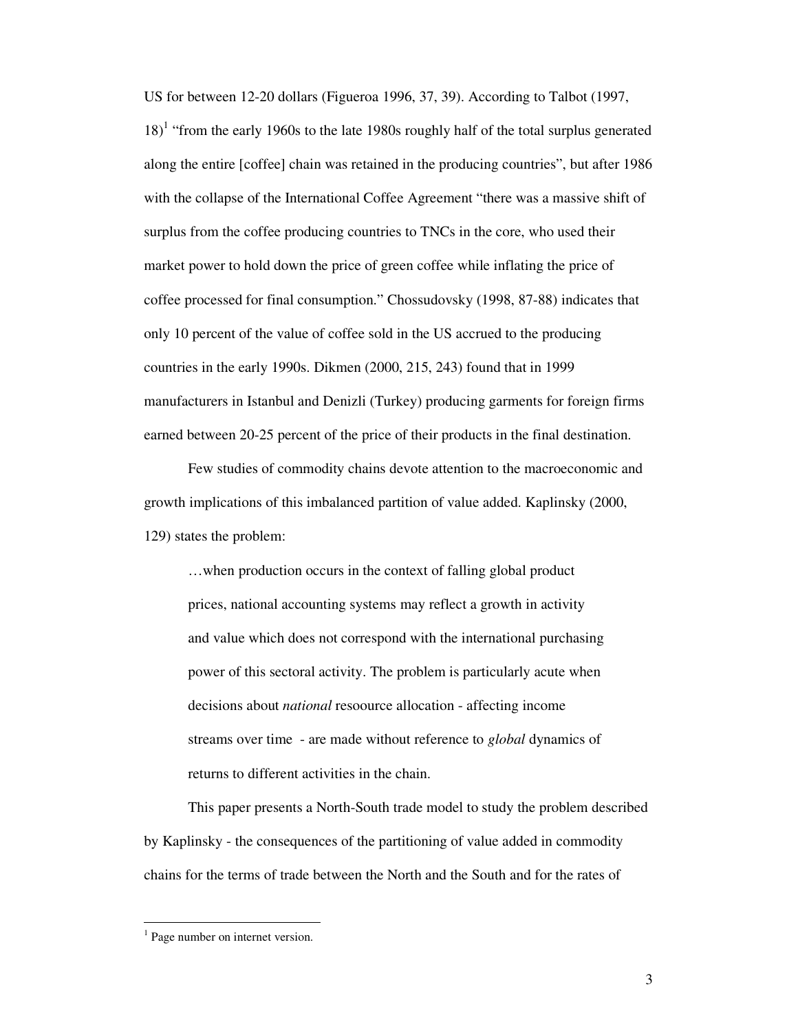US for between 12-20 dollars (Figueroa 1996, 37, 39). According to Talbot (1997, 18)[1] "from the early 1960s to the late 1980s roughly half of the total surplus generated along the entire [coffee] chain was retained in the producing countries", but after 1986 with the collapse of the International Coffee Agreement "there was a massive shift of surplus from the coffee producing countries to TNCs in the core, who used their market power to hold down the price of green coffee while inflating the price of coffee processed for final consumption." Chossudovsky (1998, 87-88) indicates that only 10 percent of the value of coffee sold in the US accrued to the producing countries in the early 1990s. Dikmen (2000, 215, 243) found that in 1999 manufacturers in Istanbul and Denizli (Turkey) producing garments for foreign firms earned between 20-25 percent of the price of their products in the final destination.

Few studies of commodity chains devote attention to the macroeconomic and growth implications of this imbalanced partition of value added. Kaplinsky (2000, 129) states the problem:

> …when production occurs in the context of falling global product prices, national accounting systems may reflect a growth in activity and value which does not correspond with the international purchasing power of this sectoral activity. The problem is particularly acute when decisions about *national* resoource allocation - affecting income streams over time - are made without reference to *global* dynamics of returns to different activities in the chain.

This paper presents a North-South trade model to study the problem described by Kaplinsky - the consequences of the partitioning of value added in commodity chains for the terms of trade between the North and the South and for the rates of

---

[1] Page number on internet version.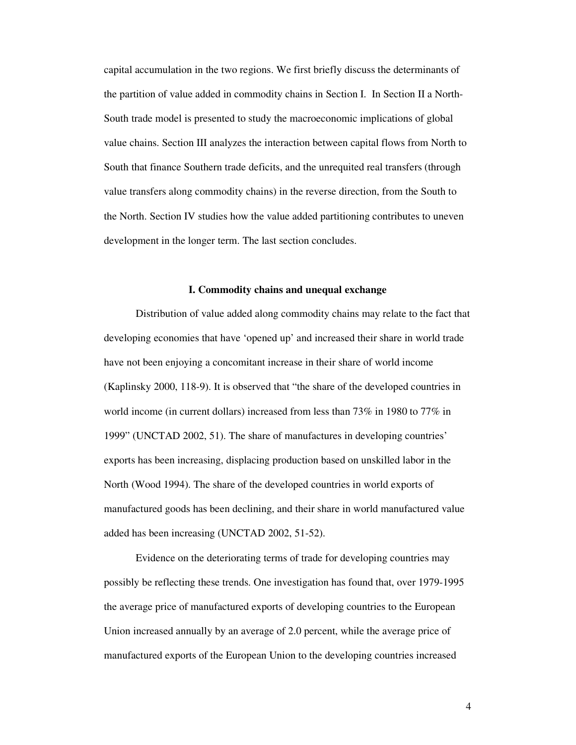capital accumulation in the two regions. We first briefly discuss the determinants of the partition of value added in commodity chains in Section I. In Section II a North-South trade model is presented to study the macroeconomic implications of global value chains. Section III analyzes the interaction between capital flows from North to South that finance Southern trade deficits, and the unrequited real transfers (through value transfers along commodity chains) in the reverse direction, from the South to the North. Section IV studies how the value added partitioning contributes to uneven development in the longer term. The last section concludes.

## I. Commodity chains and unequal exchange

Distribution of value added along commodity chains may relate to the fact that developing economies that have 'opened up' and increased their share in world trade have not been enjoying a concomitant increase in their share of world income (Kaplinsky 2000, 118-9). It is observed that "the share of the developed countries in world income (in current dollars) increased from less than 73% in 1980 to 77% in 1999" (UNCTAD 2002, 51). The share of manufactures in developing countries' exports has been increasing, displacing production based on unskilled labor in the North (Wood 1994). The share of the developed countries in world exports of manufactured goods has been declining, and their share in world manufactured value added has been increasing (UNCTAD 2002, 51-52).

Evidence on the deteriorating terms of trade for developing countries may possibly be reflecting these trends. One investigation has found that, over 1979-1995 the average price of manufactured exports of developing countries to the European Union increased annually by an average of 2.0 percent, while the average price of manufactured exports of the European Union to the developing countries increased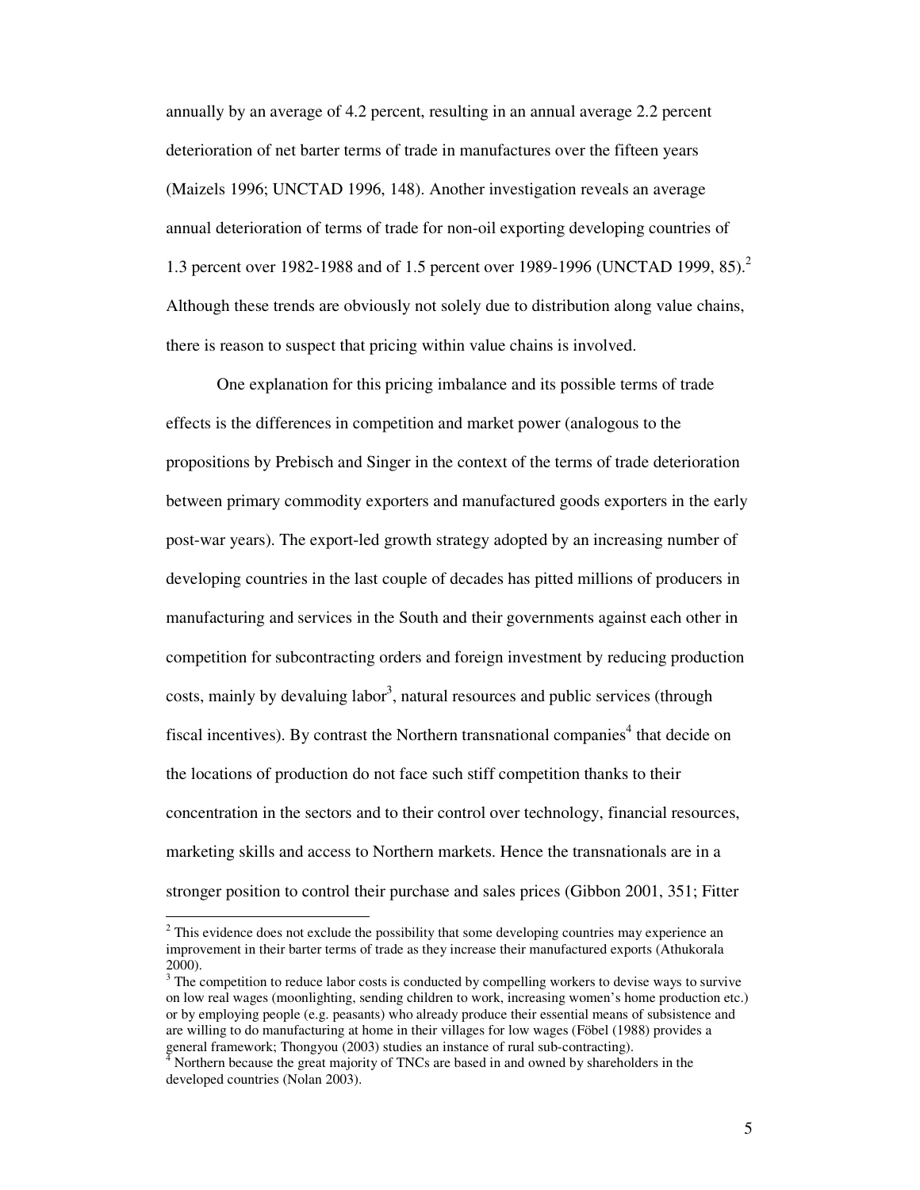annually by an average of 4.2 percent, resulting in an annual average 2.2 percent deterioration of net barter terms of trade in manufactures over the fifteen years (Maizels 1996; UNCTAD 1996, 148). Another investigation reveals an average annual deterioration of terms of trade for non-oil exporting developing countries of 1.3 percent over 1982-1988 and of 1.5 percent over 1989-1996 (UNCTAD 1999, 85).[2] Although these trends are obviously not solely due to distribution along value chains, there is reason to suspect that pricing within value chains is involved.

One explanation for this pricing imbalance and its possible terms of trade effects is the differences in competition and market power (analogous to the propositions by Prebisch and Singer in the context of the terms of trade deterioration between primary commodity exporters and manufactured goods exporters in the early post-war years). The export-led growth strategy adopted by an increasing number of developing countries in the last couple of decades has pitted millions of producers in manufacturing and services in the South and their governments against each other in competition for subcontracting orders and foreign investment by reducing production costs, mainly by devaluing labor[3], natural resources and public services (through fiscal incentives). By contrast the Northern transnational companies[4] that decide on the locations of production do not face such stiff competition thanks to their concentration in the sectors and to their control over technology, financial resources, marketing skills and access to Northern markets. Hence the transnationals are in a stronger position to control their purchase and sales prices (Gibbon 2001, 351; Fitter

---

[2] This evidence does not exclude the possibility that some developing countries may experience an improvement in their barter terms of trade as they increase their manufactured exports (Athukorala 2000).

[3] The competition to reduce labor costs is conducted by compelling workers to devise ways to survive on low real wages (moonlighting, sending children to work, increasing women's home production etc.) or by employing people (e.g. peasants) who already produce their essential means of subsistence and are willing to do manufacturing at home in their villages for low wages (Föbel (1988) provides a general framework; Thongyou (2003) studies an instance of rural sub-contracting).

[4] Northern because the great majority of TNCs are based in and owned by shareholders in the developed countries (Nolan 2003).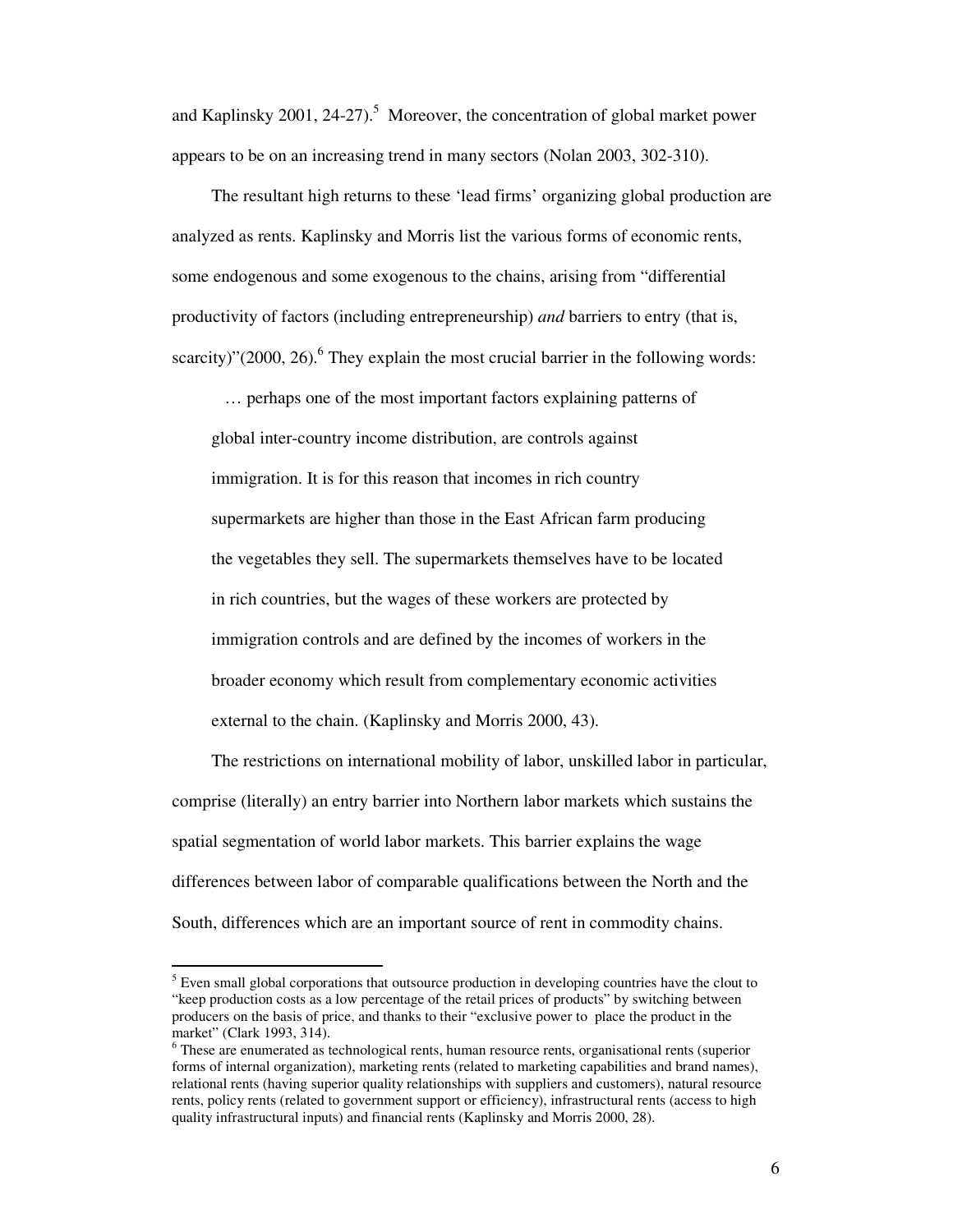and Kaplinsky 2001, 24-27).[5] Moreover, the concentration of global market power appears to be on an increasing trend in many sectors (Nolan 2003, 302-310).

The resultant high returns to these 'lead firms' organizing global production are analyzed as rents. Kaplinsky and Morris list the various forms of economic rents, some endogenous and some exogenous to the chains, arising from "differential productivity of factors (including entrepreneurship) *and* barriers to entry (that is, scarcity)"(2000, 26).[6] They explain the most crucial barrier in the following words:

> … perhaps one of the most important factors explaining patterns of global inter-country income distribution, are controls against immigration. It is for this reason that incomes in rich country supermarkets are higher than those in the East African farm producing the vegetables they sell. The supermarkets themselves have to be located in rich countries, but the wages of these workers are protected by immigration controls and are defined by the incomes of workers in the broader economy which result from complementary economic activities external to the chain. (Kaplinsky and Morris 2000, 43).

The restrictions on international mobility of labor, unskilled labor in particular, comprise (literally) an entry barrier into Northern labor markets which sustains the spatial segmentation of world labor markets. This barrier explains the wage differences between labor of comparable qualifications between the North and the South, differences which are an important source of rent in commodity chains.

---

[5] Even small global corporations that outsource production in developing countries have the clout to "keep production costs as a low percentage of the retail prices of products" by switching between producers on the basis of price, and thanks to their "exclusive power to place the product in the market" (Clark 1993, 314).

[6] These are enumerated as technological rents, human resource rents, organisational rents (superior forms of internal organization), marketing rents (related to marketing capabilities and brand names), relational rents (having superior quality relationships with suppliers and customers), natural resource rents, policy rents (related to government support or efficiency), infrastructural rents (access to high quality infrastructural inputs) and financial rents (Kaplinsky and Morris 2000, 28).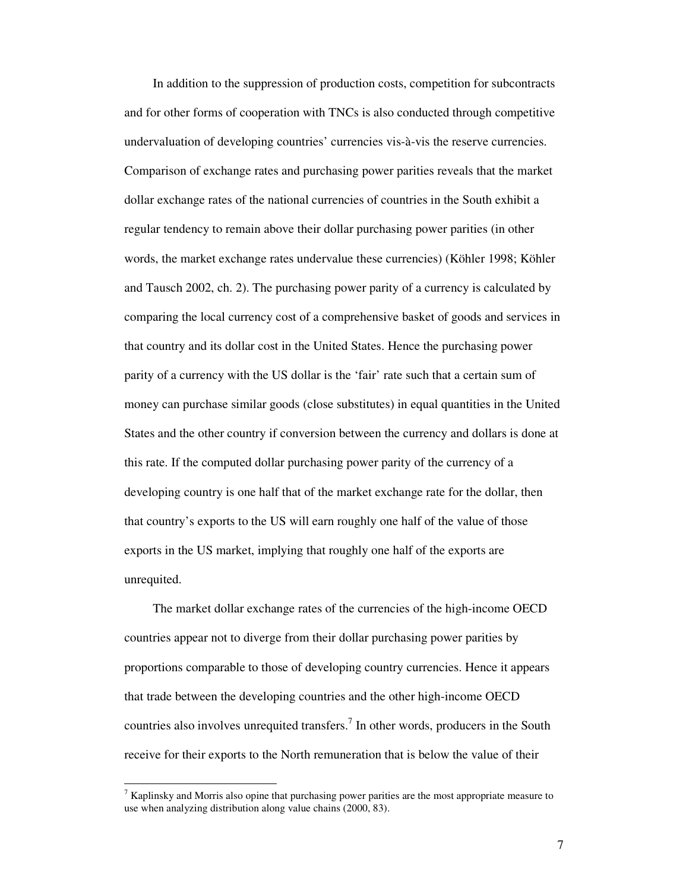In addition to the suppression of production costs, competition for subcontracts and for other forms of cooperation with TNCs is also conducted through competitive undervaluation of developing countries' currencies vis-à-vis the reserve currencies. Comparison of exchange rates and purchasing power parities reveals that the market dollar exchange rates of the national currencies of countries in the South exhibit a regular tendency to remain above their dollar purchasing power parities (in other words, the market exchange rates undervalue these currencies) (Köhler 1998; Köhler and Tausch 2002, ch. 2). The purchasing power parity of a currency is calculated by comparing the local currency cost of a comprehensive basket of goods and services in that country and its dollar cost in the United States. Hence the purchasing power parity of a currency with the US dollar is the 'fair' rate such that a certain sum of money can purchase similar goods (close substitutes) in equal quantities in the United States and the other country if conversion between the currency and dollars is done at this rate. If the computed dollar purchasing power parity of the currency of a developing country is one half that of the market exchange rate for the dollar, then that country's exports to the US will earn roughly one half of the value of those exports in the US market, implying that roughly one half of the exports are unrequited.

The market dollar exchange rates of the currencies of the high-income OECD countries appear not to diverge from their dollar purchasing power parities by proportions comparable to those of developing country currencies. Hence it appears that trade between the developing countries and the other high-income OECD countries also involves unrequited transfers.[7] In other words, producers in the South receive for their exports to the North remuneration that is below the value of their

[7] Kaplinsky and Morris also opine that purchasing power parities are the most appropriate measure to use when analyzing distribution along value chains (2000, 83).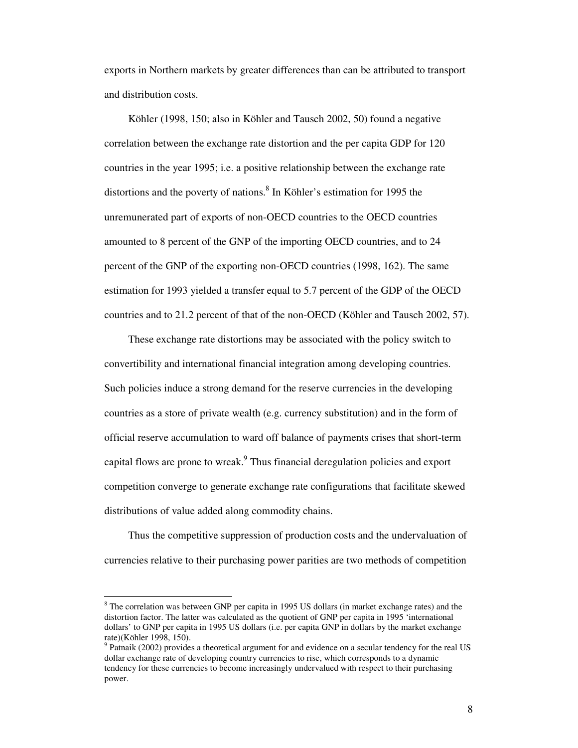exports in Northern markets by greater differences than can be attributed to transport and distribution costs.

Köhler (1998, 150; also in Köhler and Tausch 2002, 50) found a negative correlation between the exchange rate distortion and the per capita GDP for 120 countries in the year 1995; i.e. a positive relationship between the exchange rate distortions and the poverty of nations.[8] In Köhler's estimation for 1995 the unremunerated part of exports of non-OECD countries to the OECD countries amounted to 8 percent of the GNP of the importing OECD countries, and to 24 percent of the GNP of the exporting non-OECD countries (1998, 162). The same estimation for 1993 yielded a transfer equal to 5.7 percent of the GDP of the OECD countries and to 21.2 percent of that of the non-OECD (Köhler and Tausch 2002, 57).

These exchange rate distortions may be associated with the policy switch to convertibility and international financial integration among developing countries. Such policies induce a strong demand for the reserve currencies in the developing countries as a store of private wealth (e.g. currency substitution) and in the form of official reserve accumulation to ward off balance of payments crises that short-term capital flows are prone to wreak.[9] Thus financial deregulation policies and export competition converge to generate exchange rate configurations that facilitate skewed distributions of value added along commodity chains.

Thus the competitive suppression of production costs and the undervaluation of currencies relative to their purchasing power parities are two methods of competition

---

[8] The correlation was between GNP per capita in 1995 US dollars (in market exchange rates) and the distortion factor. The latter was calculated as the quotient of GNP per capita in 1995 'international dollars' to GNP per capita in 1995 US dollars (i.e. per capita GNP in dollars by the market exchange rate)(Köhler 1998, 150).

[9] Patnaik (2002) provides a theoretical argument for and evidence on a secular tendency for the real US dollar exchange rate of developing country currencies to rise, which corresponds to a dynamic tendency for these currencies to become increasingly undervalued with respect to their purchasing power.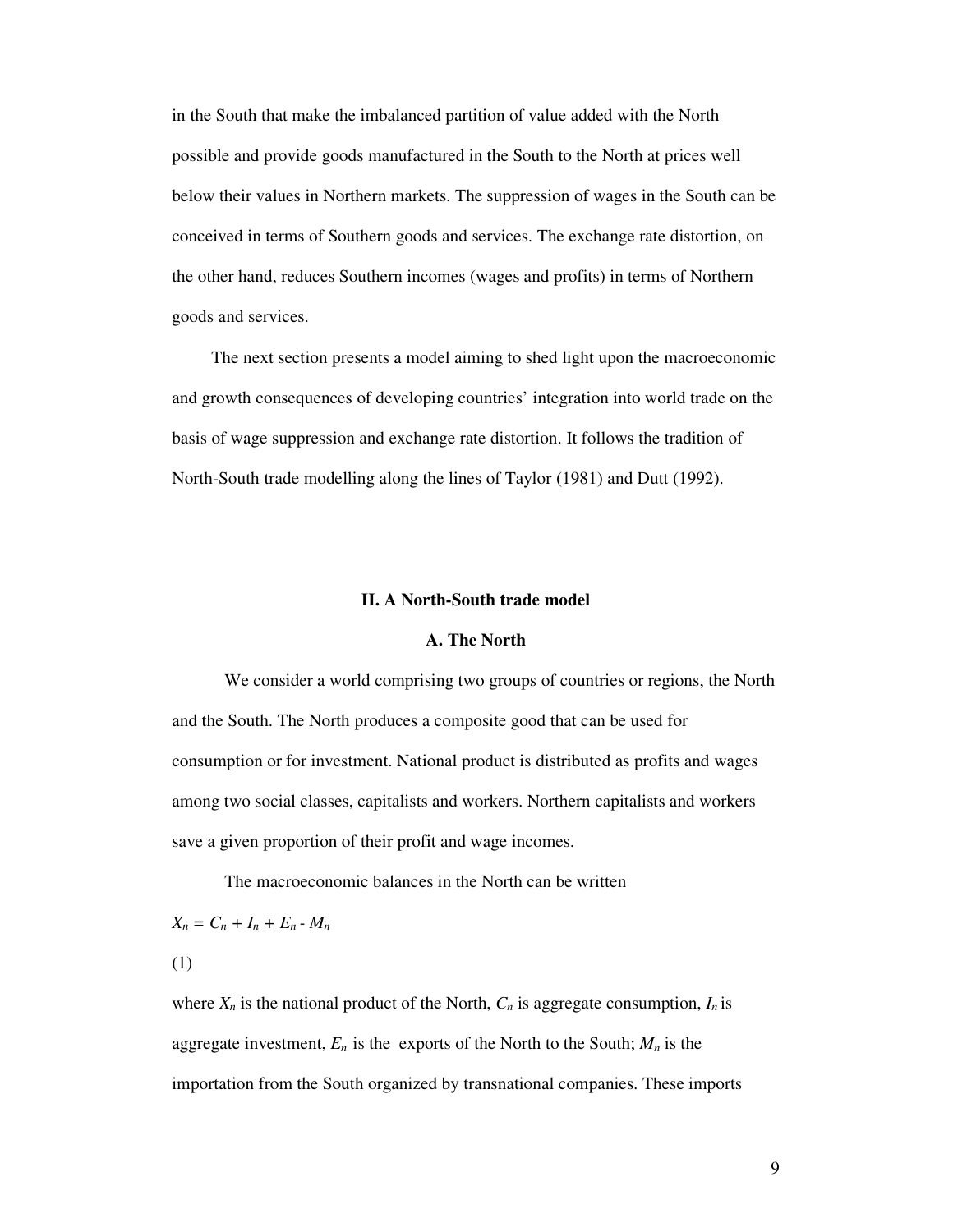in the South that make the imbalanced partition of value added with the North possible and provide goods manufactured in the South to the North at prices well below their values in Northern markets. The suppression of wages in the South can be conceived in terms of Southern goods and services. The exchange rate distortion, on the other hand, reduces Southern incomes (wages and profits) in terms of Northern goods and services.

The next section presents a model aiming to shed light upon the macroeconomic and growth consequences of developing countries' integration into world trade on the basis of wage suppression and exchange rate distortion. It follows the tradition of North-South trade modelling along the lines of Taylor (1981) and Dutt (1992).

## II. A North-South trade model

### A. The North

We consider a world comprising two groups of countries or regions, the North and the South. The North produces a composite good that can be used for consumption or for investment. National product is distributed as profits and wages among two social classes, capitalists and workers. Northern capitalists and workers save a given proportion of their profit and wage incomes.

The macroeconomic balances in the North can be written

$$X_n = C_n + I_n + E_n - M_n \tag{1}$$

where $X_n$ is the national product of the North, $C_n$ is aggregate consumption, $I_n$ is aggregate investment, $E_n$ is the exports of the North to the South; $M_n$ is the importation from the South organized by transnational companies. These imports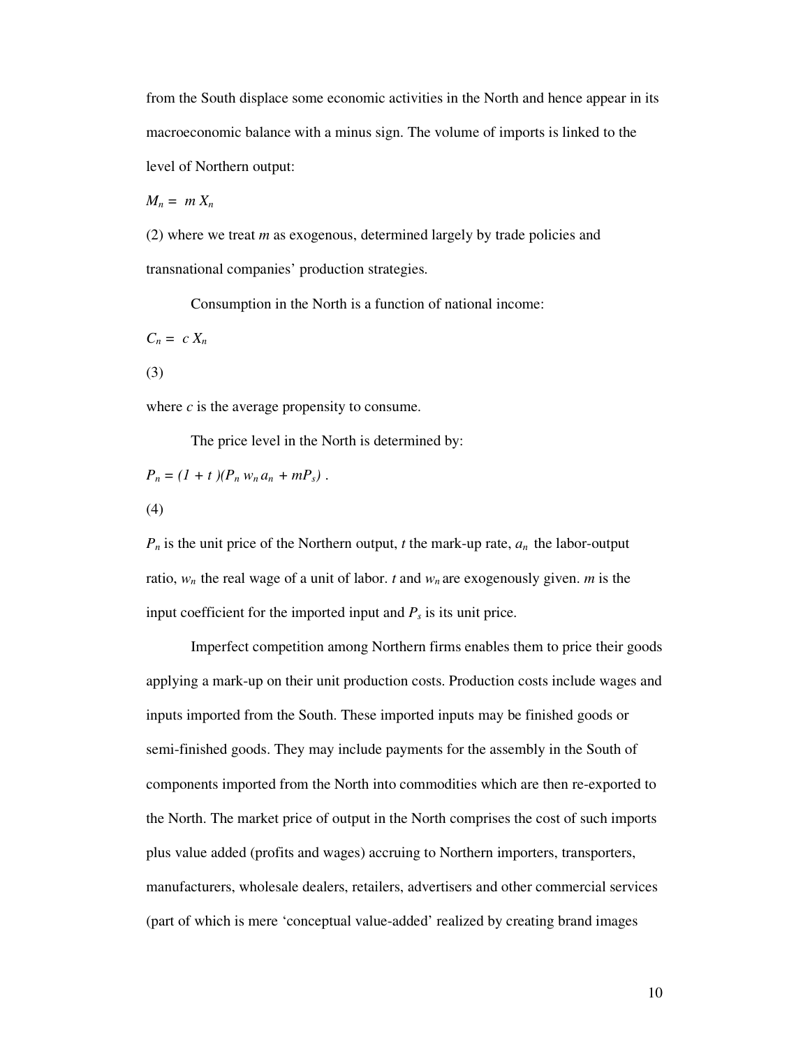from the South displace some economic activities in the North and hence appear in its macroeconomic balance with a minus sign. The volume of imports is linked to the level of Northern output:

$M_n = m X_n$

(2) where we treat $m$ as exogenous, determined largely by trade policies and transnational companies' production strategies.

Consumption in the North is a function of national income:

$C_n = c X_n$

(3)

where $c$ is the average propensity to consume.

The price level in the North is determined by:

$P_n = (1 + t)(P_n w_n a_n + mP_s)$ .

(4)

$P_n$ is the unit price of the Northern output, $t$ the mark-up rate, $a_n$ the labor-output ratio, $w_n$ the real wage of a unit of labor. $t$ and $w_n$ are exogenously given. $m$ is the input coefficient for the imported input and $P_s$ is its unit price.

Imperfect competition among Northern firms enables them to price their goods applying a mark-up on their unit production costs. Production costs include wages and inputs imported from the South. These imported inputs may be finished goods or semi-finished goods. They may include payments for the assembly in the South of components imported from the North into commodities which are then re-exported to the North. The market price of output in the North comprises the cost of such imports plus value added (profits and wages) accruing to Northern importers, transporters, manufacturers, wholesale dealers, retailers, advertisers and other commercial services (part of which is mere 'conceptual value-added' realized by creating brand images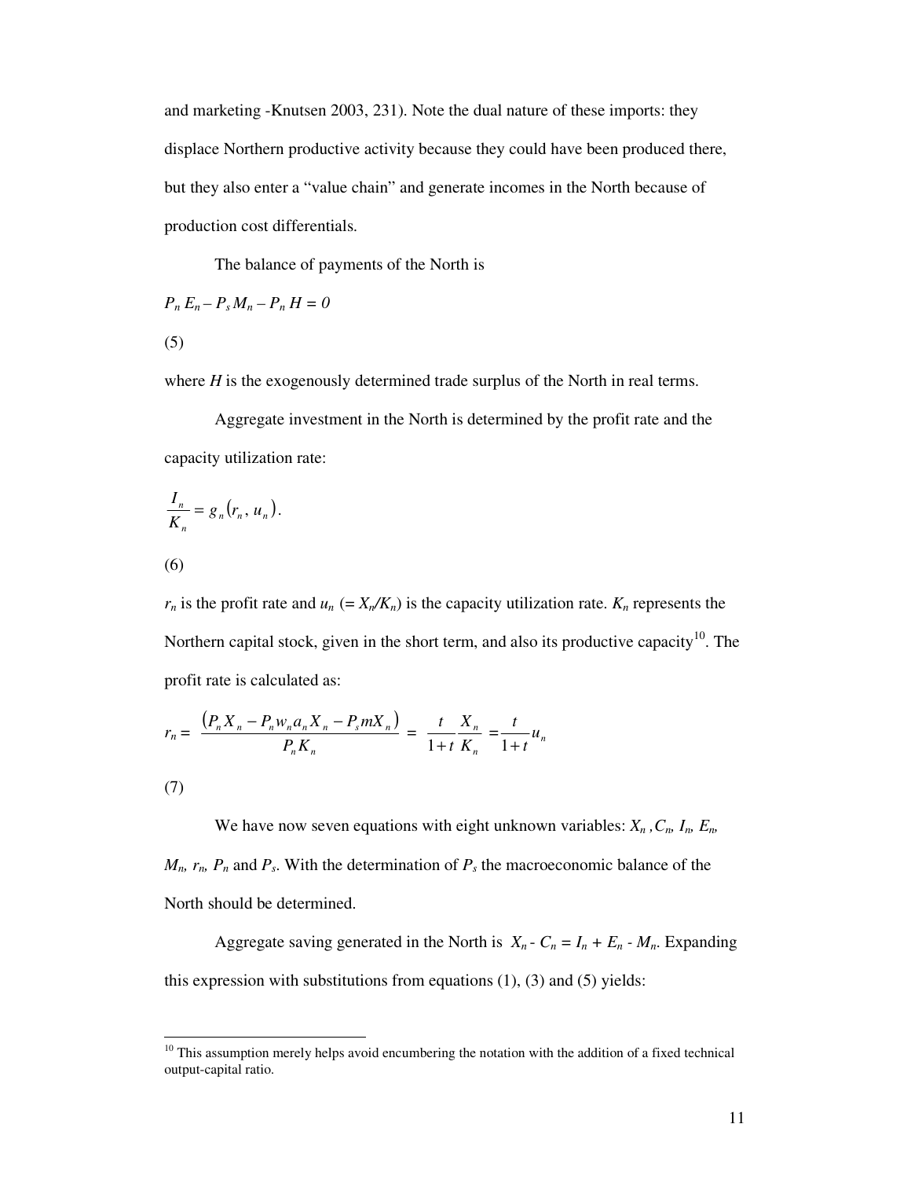and marketing -Knutsen 2003, 231). Note the dual nature of these imports: they displace Northern productive activity because they could have been produced there, but they also enter a "value chain" and generate incomes in the North because of production cost differentials.

The balance of payments of the North is

$$P_n E_n - P_s M_n - P_n H = 0$$

(5)

where $H$ is the exogenously determined trade surplus of the North in real terms.

Aggregate investment in the North is determined by the profit rate and the capacity utilization rate:

$$\frac{I_n}{K_n} = g_n(r_n, u_n).$$

(6)

$r_n$ is the profit rate and $u_n$ ($= X_n/K_n$) is the capacity utilization rate. $K_n$ represents the Northern capital stock, given in the short term, and also its productive capacity[10]. The profit rate is calculated as:

$$r_n = \frac{(P_n X_n - P_n w_n a_n X_n - P_s m X_n)}{P_n K_n} = \frac{t}{1+t}\frac{X_n}{K_n} = \frac{t}{1+t}u_n$$

(7)

We have now seven equations with eight unknown variables: $X_n$, $C_n$, $I_n$, $E_n$, $M_n$, $r_n$, $P_n$ and $P_s$. With the determination of $P_s$ the macroeconomic balance of the North should be determined.

Aggregate saving generated in the North is $X_n - C_n = I_n + E_n - M_n$. Expanding this expression with substitutions from equations (1), (3) and (5) yields:

[10] This assumption merely helps avoid encumbering the notation with the addition of a fixed technical output-capital ratio.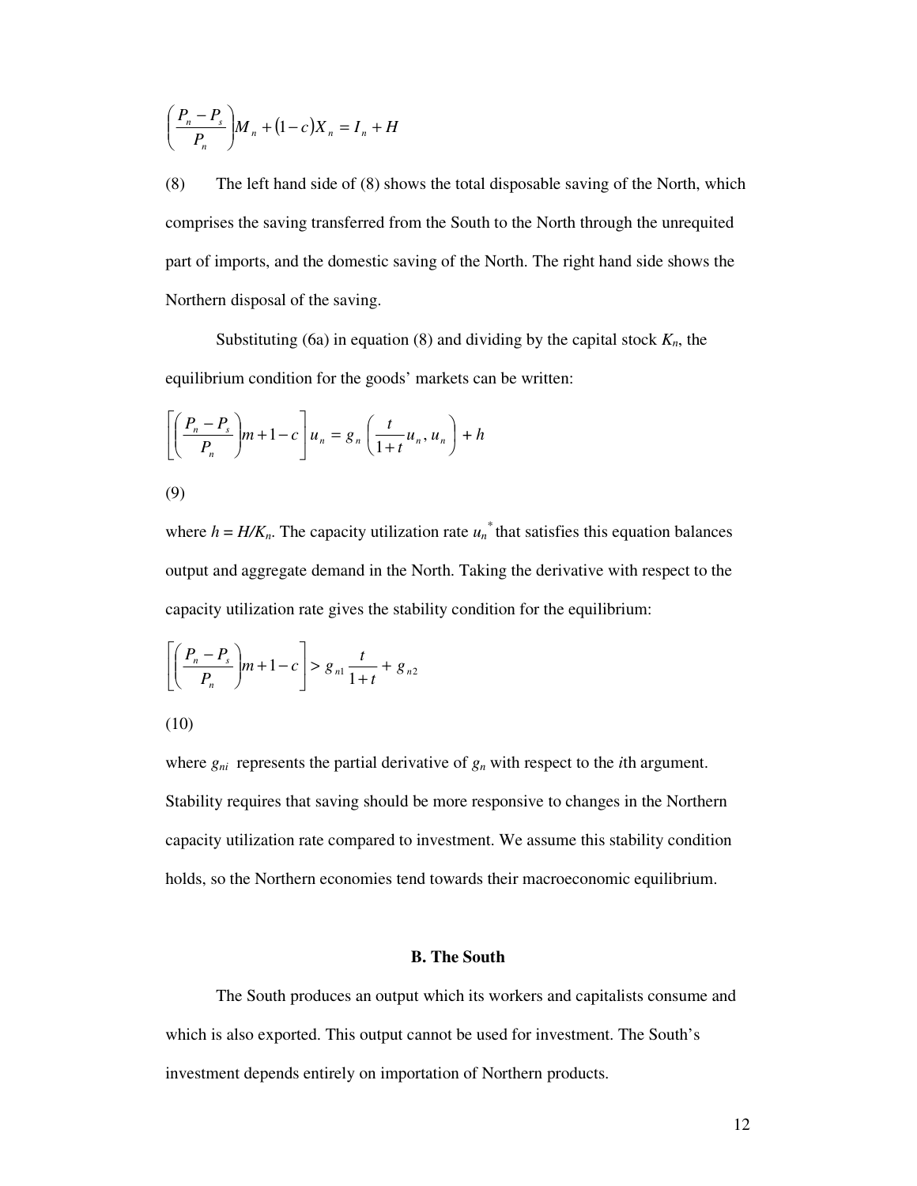$$\left(\frac{P_n - P_s}{P_n}\right)M_n + (1-c)X_n = I_n + H$$

(8) The left hand side of (8) shows the total disposable saving of the North, which comprises the saving transferred from the South to the North through the unrequited part of imports, and the domestic saving of the North. The right hand side shows the Northern disposal of the saving.

Substituting (6a) in equation (8) and dividing by the capital stock $K_n$, the equilibrium condition for the goods' markets can be written:

$$\left[\left(\frac{P_n - P_s}{P_n}\right)m + 1 - c\right]u_n = g_n\left(\frac{t}{1+t}u_n, u_n\right) + h$$

(9)

where $h = H/K_n$. The capacity utilization rate $u_n^*$ that satisfies this equation balances output and aggregate demand in the North. Taking the derivative with respect to the capacity utilization rate gives the stability condition for the equilibrium:

$$\left[\left(\frac{P_n - P_s}{P_n}\right)m + 1 - c\right] > g_{n1}\frac{t}{1+t} + g_{n2}$$

(10)

where $g_{ni}$ represents the partial derivative of $g_n$ with respect to the *i*th argument. Stability requires that saving should be more responsive to changes in the Northern capacity utilization rate compared to investment. We assume this stability condition holds, so the Northern economies tend towards their macroeconomic equilibrium.

### B. The South

The South produces an output which its workers and capitalists consume and which is also exported. This output cannot be used for investment. The South's investment depends entirely on importation of Northern products.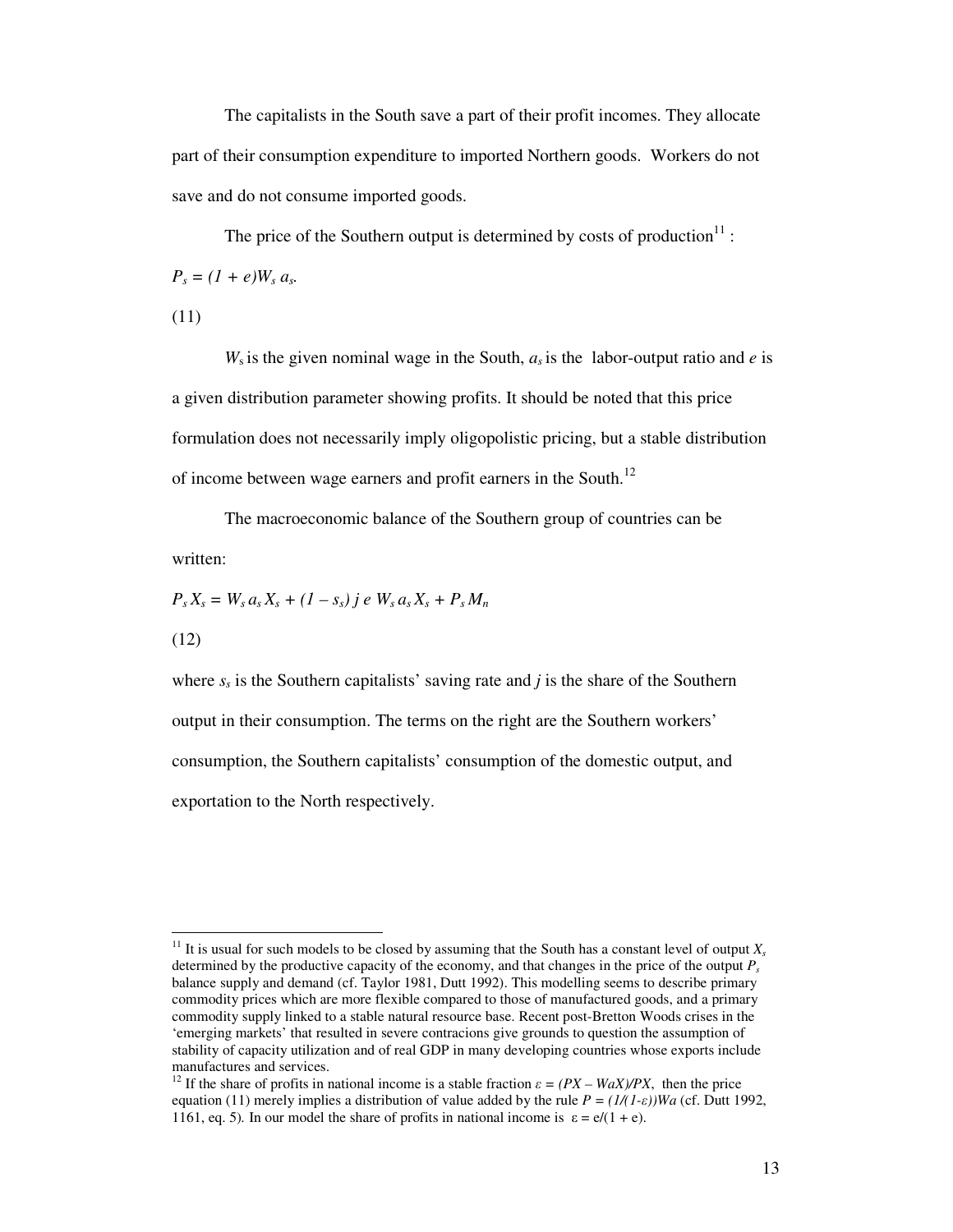The capitalists in the South save a part of their profit incomes. They allocate part of their consumption expenditure to imported Northern goods. Workers do not save and do not consume imported goods.

The price of the Southern output is determined by costs of production[11] :

$$P_s = (1 + e)W_s a_s. \tag{11}$$

$W_s$ is the given nominal wage in the South, $a_s$ is the labor-output ratio and $e$ is a given distribution parameter showing profits. It should be noted that this price formulation does not necessarily imply oligopolistic pricing, but a stable distribution of income between wage earners and profit earners in the South.[12]

The macroeconomic balance of the Southern group of countries can be written:

$$P_s X_s = W_s a_s X_s + (1 - s_s)\, j\, e\, W_s a_s X_s + P_s M_n \tag{12}$$

where $s_s$ is the Southern capitalists' saving rate and $j$ is the share of the Southern output in their consumption. The terms on the right are the Southern workers' consumption, the Southern capitalists' consumption of the domestic output, and exportation to the North respectively.

---

[11] It is usual for such models to be closed by assuming that the South has a constant level of output $X_s$ determined by the productive capacity of the economy, and that changes in the price of the output $P_s$ balance supply and demand (cf. Taylor 1981, Dutt 1992). This modelling seems to describe primary commodity prices which are more flexible compared to those of manufactured goods, and a primary commodity supply linked to a stable natural resource base. Recent post-Bretton Woods crises in the 'emerging markets' that resulted in severe contracions give grounds to question the assumption of stability of capacity utilization and of real GDP in many developing countries whose exports include manufactures and services.

[12] If the share of profits in national income is a stable fraction $\varepsilon = (PX - WaX)/PX$, then the price equation (11) merely implies a distribution of value added by the rule $P = (1/(1-\varepsilon))Wa$ (cf. Dutt 1992, 1161, eq. 5). In our model the share of profits in national income is $\varepsilon = e/(1 + e)$.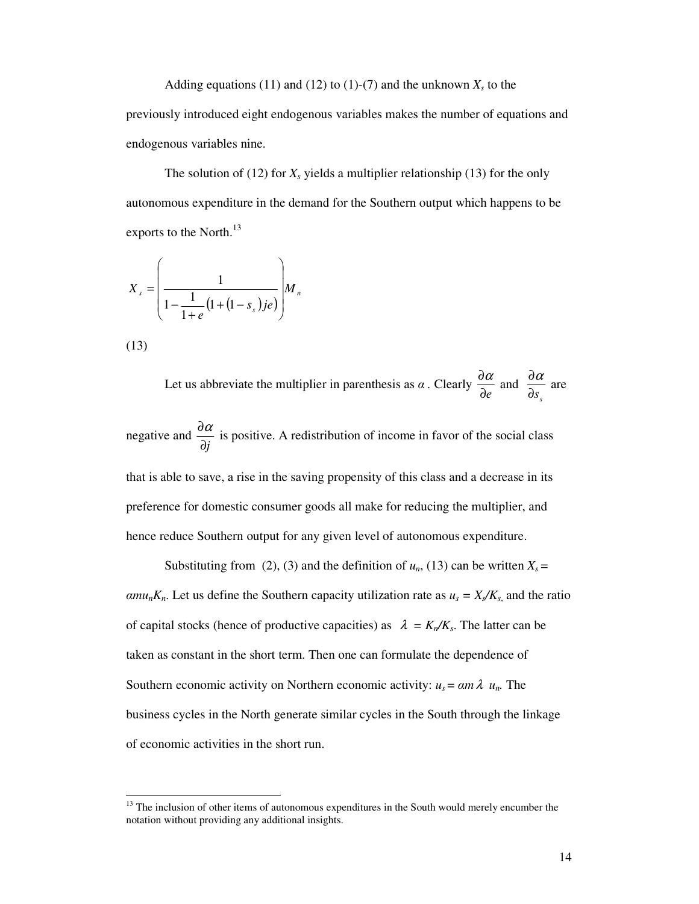Adding equations (11) and (12) to (1)-(7) and the unknown $X_s$ to the previously introduced eight endogenous variables makes the number of equations and endogenous variables nine.

The solution of (12) for $X_s$ yields a multiplier relationship (13) for the only autonomous expenditure in the demand for the Southern output which happens to be exports to the North.[13]

$$X_s = \left( \frac{1}{1 - \frac{1}{1+e}\left(1 + \left(1 - s_s\right) je\right)} \right) M_n$$

(13)

Let us abbreviate the multiplier in parenthesis as $\alpha$. Clearly $\frac{\partial \alpha}{\partial e}$ and $\frac{\partial \alpha}{\partial s_s}$ are negative and $\frac{\partial \alpha}{\partial j}$ is positive. A redistribution of income in favor of the social class that is able to save, a rise in the saving propensity of this class and a decrease in its preference for domestic consumer goods all make for reducing the multiplier, and hence reduce Southern output for any given level of autonomous expenditure.

Substituting from (2), (3) and the definition of $u_n$, (13) can be written $X_s = \alpha m u_n K_n$. Let us define the Southern capacity utilization rate as $u_s = X_s/K_s$, and the ratio of capital stocks (hence of productive capacities) as $\lambda = K_n/K_s$. The latter can be taken as constant in the short term. Then one can formulate the dependence of Southern economic activity on Northern economic activity: $u_s = \alpha m \lambda\ u_n$. The business cycles in the North generate similar cycles in the South through the linkage of economic activities in the short run.

---

[13] The inclusion of other items of autonomous expenditures in the South would merely encumber the notation without providing any additional insights.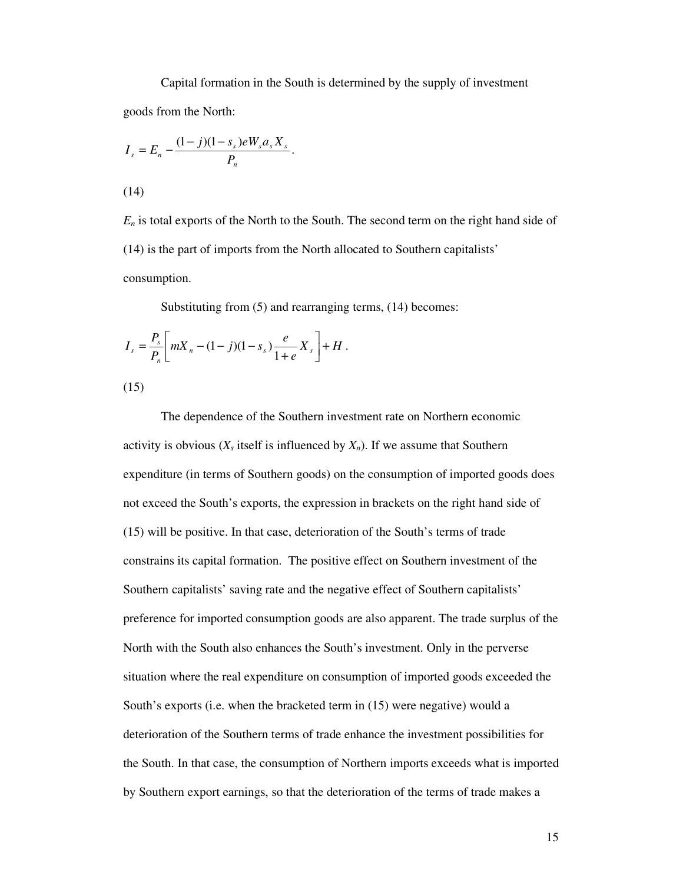Capital formation in the South is determined by the supply of investment goods from the North:

$$I_s = E_n - \frac{(1-j)(1-s_s)eW_s a_s X_s}{P_n}.$$

(14)

$E_n$ is total exports of the North to the South. The second term on the right hand side of (14) is the part of imports from the North allocated to Southern capitalists' consumption.

Substituting from (5) and rearranging terms, (14) becomes:

$$I_s = \frac{P_s}{P_n}\left[ mX_n - (1-j)(1-s_s)\frac{e}{1+e}X_s \right] + H .$$

(15)

The dependence of the Southern investment rate on Northern economic activity is obvious ($X_s$ itself is influenced by $X_n$). If we assume that Southern expenditure (in terms of Southern goods) on the consumption of imported goods does not exceed the South's exports, the expression in brackets on the right hand side of (15) will be positive. In that case, deterioration of the South's terms of trade constrains its capital formation. The positive effect on Southern investment of the Southern capitalists' saving rate and the negative effect of Southern capitalists' preference for imported consumption goods are also apparent. The trade surplus of the North with the South also enhances the South's investment. Only in the perverse situation where the real expenditure on consumption of imported goods exceeded the South's exports (i.e. when the bracketed term in (15) were negative) would a deterioration of the Southern terms of trade enhance the investment possibilities for the South. In that case, the consumption of Northern imports exceeds what is imported by Southern export earnings, so that the deterioration of the terms of trade makes a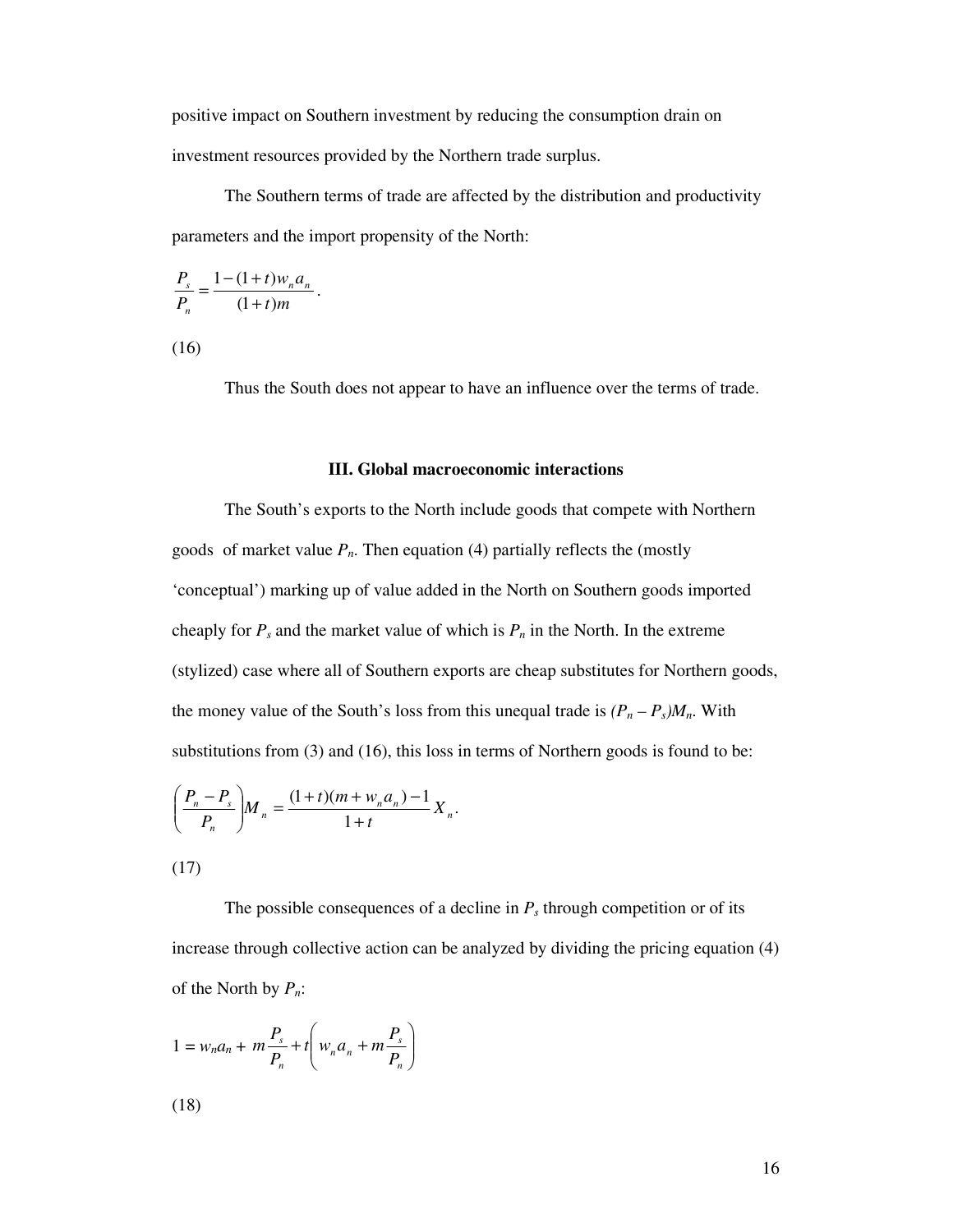positive impact on Southern investment by reducing the consumption drain on investment resources provided by the Northern trade surplus.

The Southern terms of trade are affected by the distribution and productivity parameters and the import propensity of the North:

$$\frac{P_s}{P_n} = \frac{1-(1+t)w_n a_n}{(1+t)m}.$$

(16)

Thus the South does not appear to have an influence over the terms of trade.

## III. Global macroeconomic interactions

The South's exports to the North include goods that compete with Northern goods of market value $P_n$. Then equation (4) partially reflects the (mostly 'conceptual') marking up of value added in the North on Southern goods imported cheaply for $P_s$ and the market value of which is $P_n$ in the North. In the extreme (stylized) case where all of Southern exports are cheap substitutes for Northern goods, the money value of the South's loss from this unequal trade is $(P_n - P_s)M_n$. With substitutions from (3) and (16), this loss in terms of Northern goods is found to be:

$$\left(\frac{P_n - P_s}{P_n}\right)M_n = \frac{(1+t)(m + w_n a_n) - 1}{1+t} X_n.$$

(17)

The possible consequences of a decline in $P_s$ through competition or of its increase through collective action can be analyzed by dividing the pricing equation (4) of the North by $P_n$:

$$1 = w_n a_n + m\frac{P_s}{P_n} + t\left(w_n a_n + m\frac{P_s}{P_n}\right)$$

(18)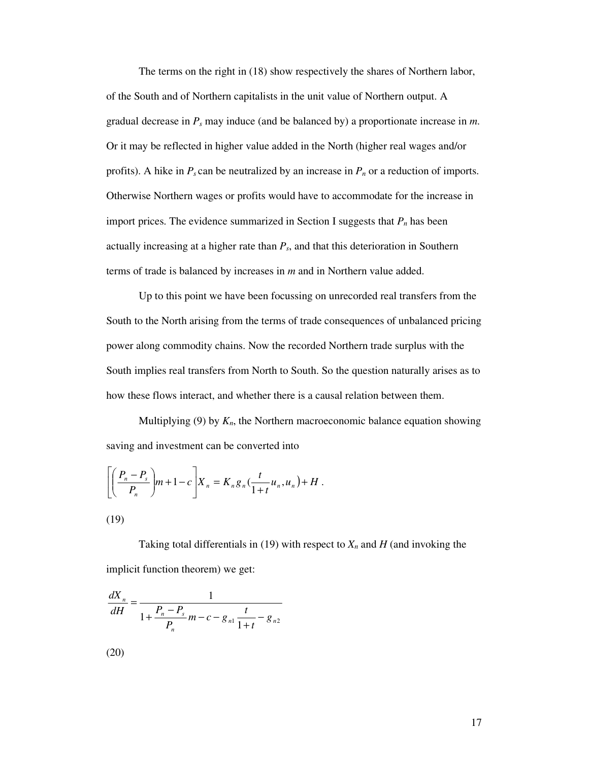The terms on the right in (18) show respectively the shares of Northern labor, of the South and of Northern capitalists in the unit value of Northern output. A gradual decrease in $P_s$ may induce (and be balanced by) a proportionate increase in *m*. Or it may be reflected in higher value added in the North (higher real wages and/or profits). A hike in $P_s$ can be neutralized by an increase in $P_n$ or a reduction of imports. Otherwise Northern wages or profits would have to accommodate for the increase in import prices. The evidence summarized in Section I suggests that $P_n$ has been actually increasing at a higher rate than $P_s$, and that this deterioration in Southern terms of trade is balanced by increases in *m* and in Northern value added.

Up to this point we have been focussing on unrecorded real transfers from the South to the North arising from the terms of trade consequences of unbalanced pricing power along commodity chains. Now the recorded Northern trade surplus with the South implies real transfers from North to South. So the question naturally arises as to how these flows interact, and whether there is a causal relation between them.

Multiplying (9) by $K_n$, the Northern macroeconomic balance equation showing saving and investment can be converted into

$$\left[\left(\frac{P_n - P_s}{P_n}\right)m + 1 - c\right]X_n = K_n g_n\left(\frac{t}{1+t}u_n, u_n\right) + H\ .$$

(19)

Taking total differentials in (19) with respect to $X_n$ and $H$ (and invoking the implicit function theorem) we get:

$$\frac{dX_n}{dH} = \frac{1}{1 + \frac{P_n - P_s}{P_n}m - c - g_{n1}\frac{t}{1+t} - g_{n2}}$$

(20)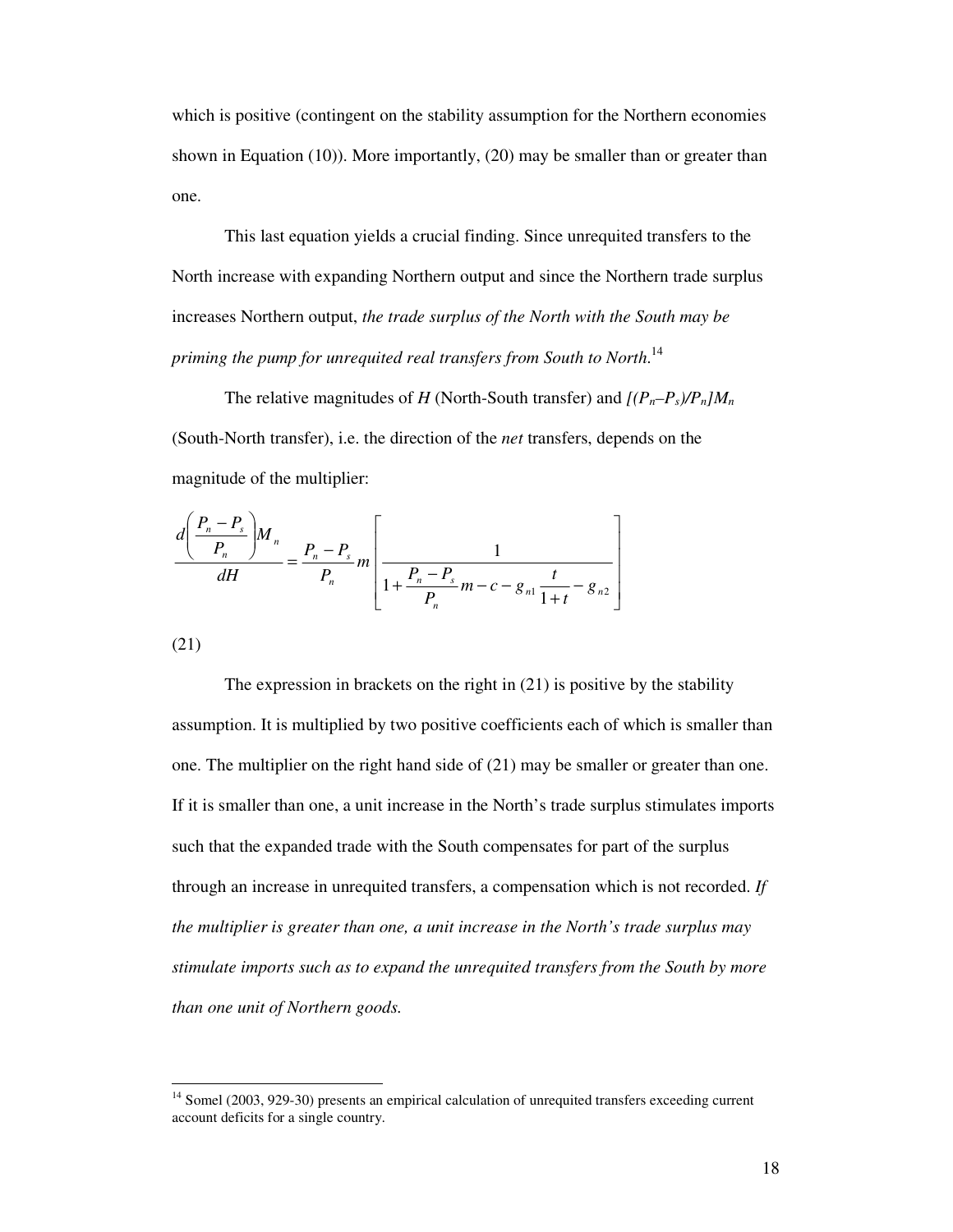which is positive (contingent on the stability assumption for the Northern economies shown in Equation (10)). More importantly, (20) may be smaller than or greater than one.

This last equation yields a crucial finding. Since unrequited transfers to the North increase with expanding Northern output and since the Northern trade surplus increases Northern output, *the trade surplus of the North with the South may be priming the pump for unrequited real transfers from South to North.*[14]

The relative magnitudes of $H$ (North-South transfer) and $[(P_n–P_s)/P_n]M_n$ (South-North transfer), i.e. the direction of the *net* transfers, depends on the magnitude of the multiplier:

$$\frac{d\left(\frac{P_n - P_s}{P_n}\right)M_n}{dH} = \frac{P_n - P_s}{P_n} m \left[ \frac{1}{1 + \frac{P_n - P_s}{P_n} m - c - g_{n1}\frac{t}{1+t} - g_{n2}} \right]$$

(21)

The expression in brackets on the right in (21) is positive by the stability assumption. It is multiplied by two positive coefficients each of which is smaller than one. The multiplier on the right hand side of (21) may be smaller or greater than one. If it is smaller than one, a unit increase in the North's trade surplus stimulates imports such that the expanded trade with the South compensates for part of the surplus through an increase in unrequited transfers, a compensation which is not recorded. *If the multiplier is greater than one, a unit increase in the North's trade surplus may stimulate imports such as to expand the unrequited transfers from the South by more than one unit of Northern goods.*

---

[14] Somel (2003, 929-30) presents an empirical calculation of unrequited transfers exceeding current account deficits for a single country.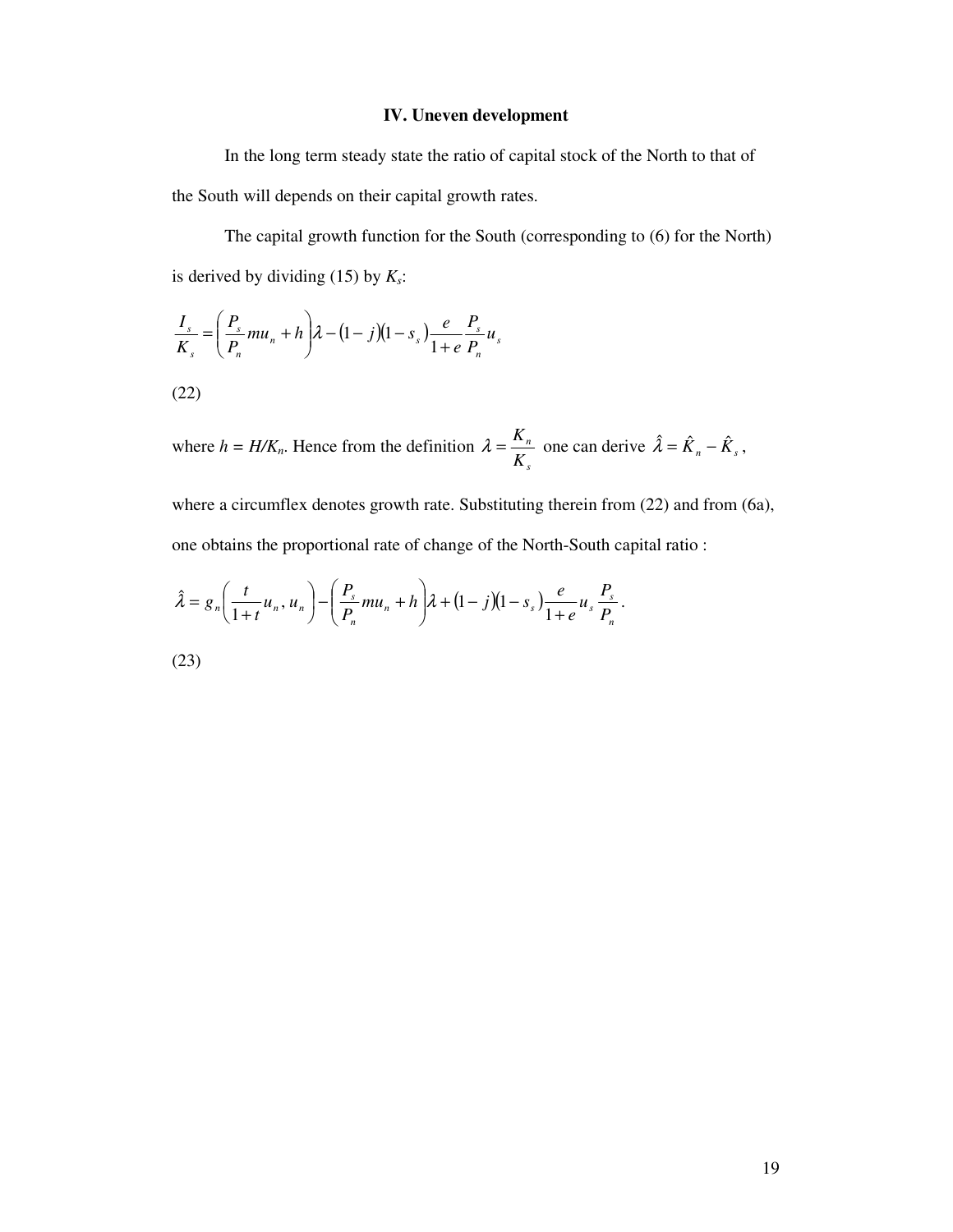### IV. Uneven development

In the long term steady state the ratio of capital stock of the North to that of the South will depends on their capital growth rates.

The capital growth function for the South (corresponding to (6) for the North) is derived by dividing (15) by $K_s$:

$$\frac{I_s}{K_s} = \left(\frac{P_s}{P_n} m u_n + h\right)\lambda - (1-j)(1-s_s)\frac{e}{1+e}\frac{P_s}{P_n}u_s$$

(22)

where $h = H/K_n$. Hence from the definition $\lambda = \frac{K_n}{K_s}$ one can derive $\hat{\lambda} = \hat{K}_n - \hat{K}_s$,

where a circumflex denotes growth rate. Substituting therein from (22) and from (6a), one obtains the proportional rate of change of the North-South capital ratio :

$$\hat{\lambda} = g_n\left(\frac{t}{1+t}u_n, u_n\right) - \left(\frac{P_s}{P_n} m u_n + h\right)\lambda + (1-j)(1-s_s)\frac{e}{1+e}u_s\frac{P_s}{P_n}.$$

(23)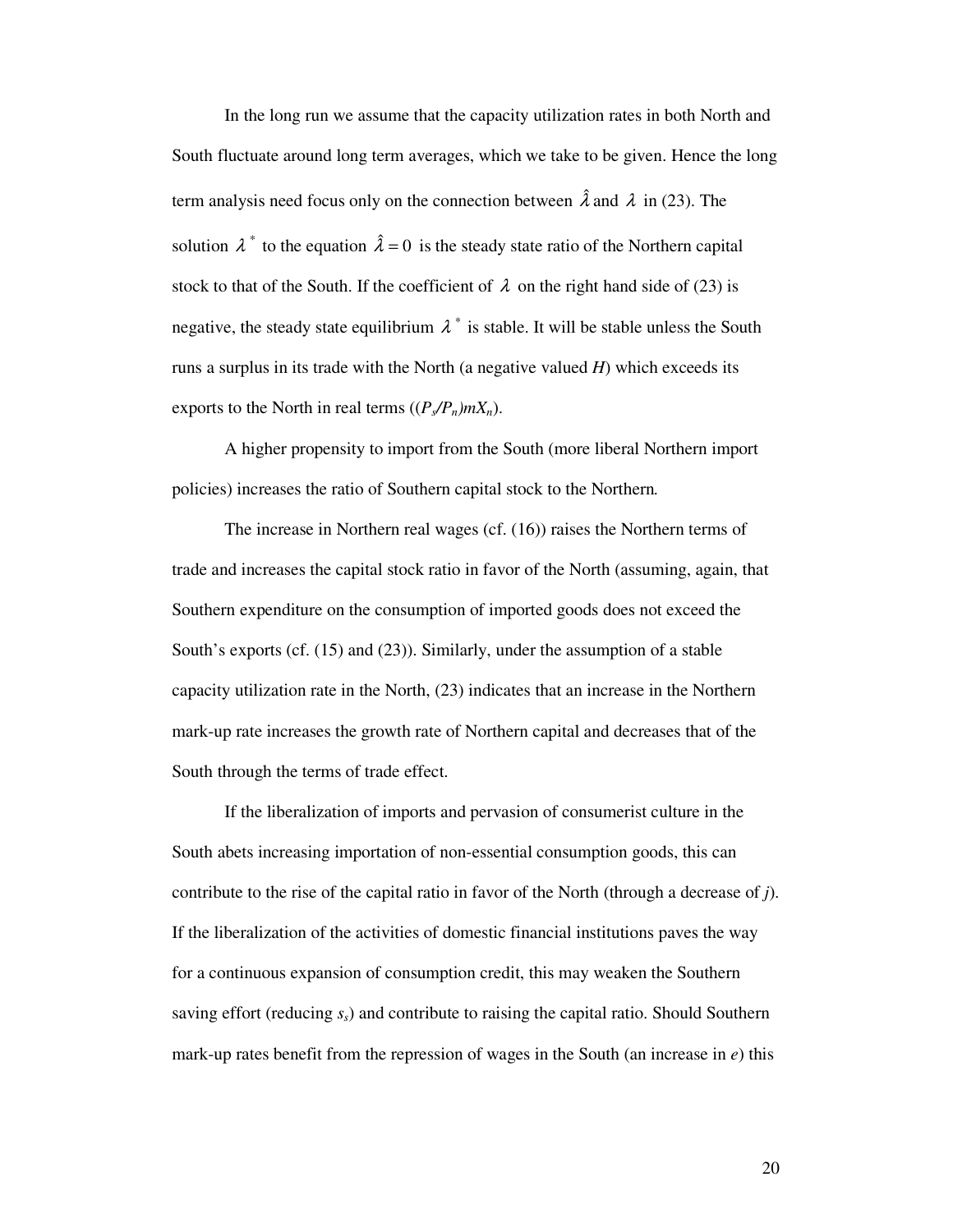In the long run we assume that the capacity utilization rates in both North and South fluctuate around long term averages, which we take to be given. Hence the long term analysis need focus only on the connection between $\hat{\lambda}$ and $\lambda$ in (23). The solution $\lambda^*$ to the equation $\hat{\lambda} = 0$ is the steady state ratio of the Northern capital stock to that of the South. If the coefficient of $\lambda$ on the right hand side of (23) is negative, the steady state equilibrium $\lambda^*$ is stable. It will be stable unless the South runs a surplus in its trade with the North (a negative valued $H$) which exceeds its exports to the North in real terms ($(P_s/P_n)mX_n$).

A higher propensity to import from the South (more liberal Northern import policies) increases the ratio of Southern capital stock to the Northern.

The increase in Northern real wages (cf. (16)) raises the Northern terms of trade and increases the capital stock ratio in favor of the North (assuming, again, that Southern expenditure on the consumption of imported goods does not exceed the South's exports (cf. (15) and (23)). Similarly, under the assumption of a stable capacity utilization rate in the North, (23) indicates that an increase in the Northern mark-up rate increases the growth rate of Northern capital and decreases that of the South through the terms of trade effect.

If the liberalization of imports and pervasion of consumerist culture in the South abets increasing importation of non-essential consumption goods, this can contribute to the rise of the capital ratio in favor of the North (through a decrease of $j$). If the liberalization of the activities of domestic financial institutions paves the way for a continuous expansion of consumption credit, this may weaken the Southern saving effort (reducing $s_s$) and contribute to raising the capital ratio. Should Southern mark-up rates benefit from the repression of wages in the South (an increase in $e$) this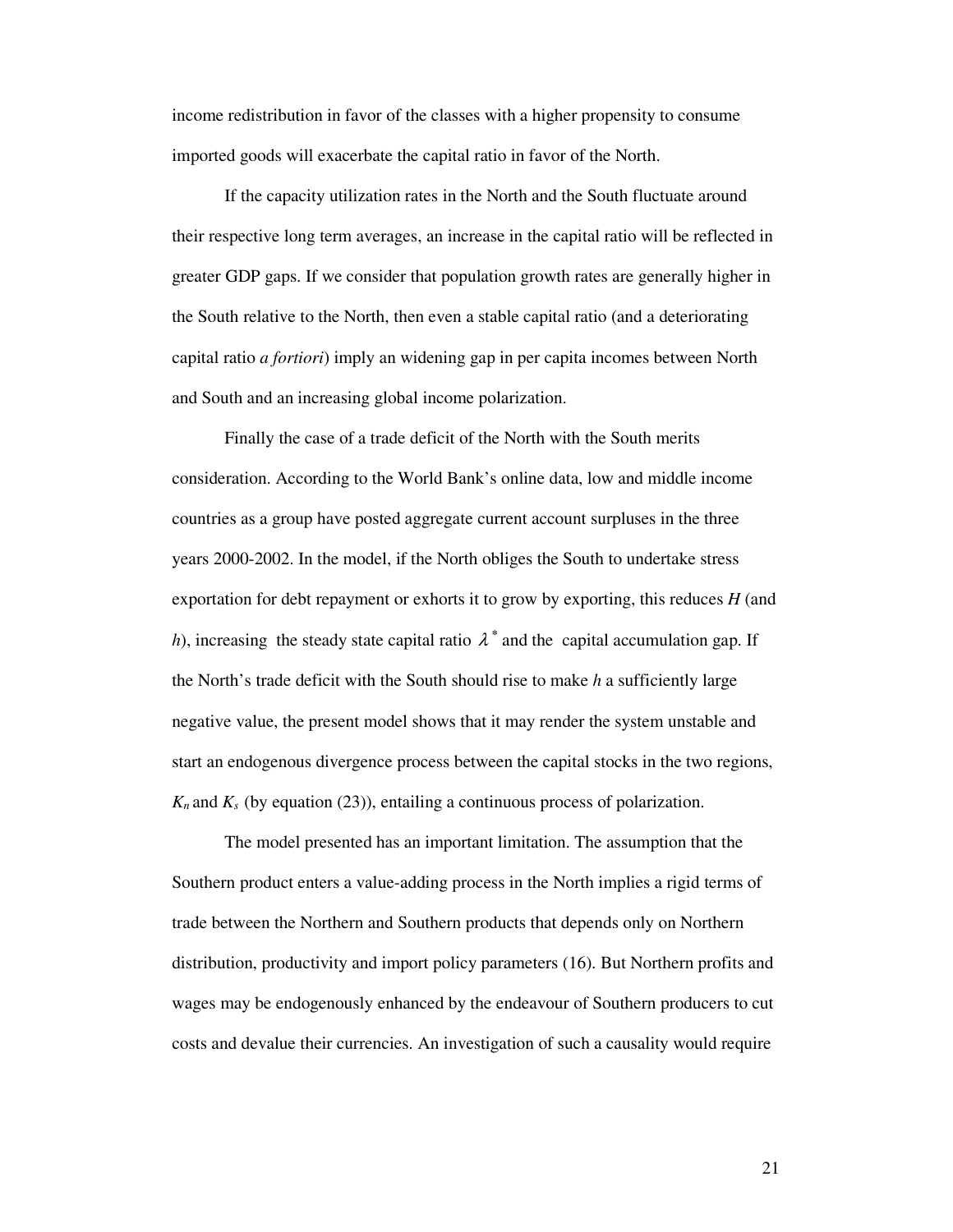income redistribution in favor of the classes with a higher propensity to consume imported goods will exacerbate the capital ratio in favor of the North.

If the capacity utilization rates in the North and the South fluctuate around their respective long term averages, an increase in the capital ratio will be reflected in greater GDP gaps. If we consider that population growth rates are generally higher in the South relative to the North, then even a stable capital ratio (and a deteriorating capital ratio *a fortiori*) imply an widening gap in per capita incomes between North and South and an increasing global income polarization.

Finally the case of a trade deficit of the North with the South merits consideration. According to the World Bank's online data, low and middle income countries as a group have posted aggregate current account surpluses in the three years 2000-2002. In the model, if the North obliges the South to undertake stress exportation for debt repayment or exhorts it to grow by exporting, this reduces $H$ (and $h$), increasing the steady state capital ratio $\lambda^*$ and the capital accumulation gap. If the North's trade deficit with the South should rise to make $h$ a sufficiently large negative value, the present model shows that it may render the system unstable and start an endogenous divergence process between the capital stocks in the two regions, $K_n$ and $K_s$ (by equation (23)), entailing a continuous process of polarization.

The model presented has an important limitation. The assumption that the Southern product enters a value-adding process in the North implies a rigid terms of trade between the Northern and Southern products that depends only on Northern distribution, productivity and import policy parameters (16). But Northern profits and wages may be endogenously enhanced by the endeavour of Southern producers to cut costs and devalue their currencies. An investigation of such a causality would require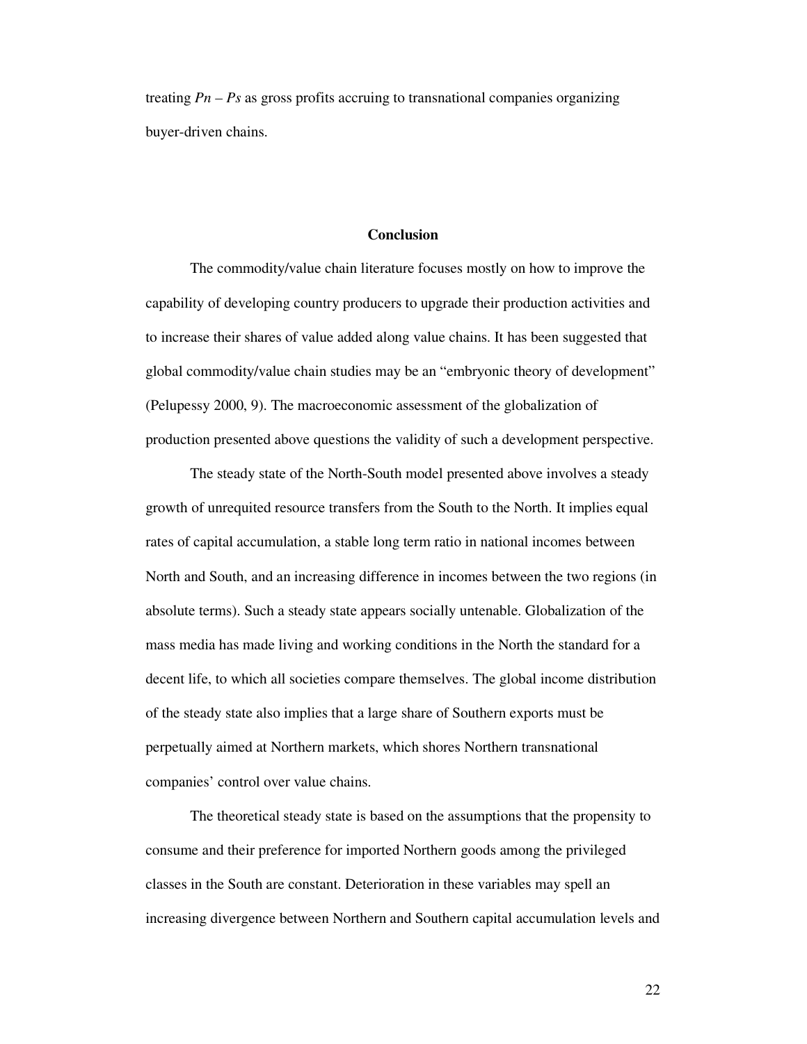treating $Pn - Ps$ as gross profits accruing to transnational companies organizing buyer-driven chains.

## Conclusion

The commodity/value chain literature focuses mostly on how to improve the capability of developing country producers to upgrade their production activities and to increase their shares of value added along value chains. It has been suggested that global commodity/value chain studies may be an "embryonic theory of development" (Pelupessy 2000, 9). The macroeconomic assessment of the globalization of production presented above questions the validity of such a development perspective.

The steady state of the North-South model presented above involves a steady growth of unrequited resource transfers from the South to the North. It implies equal rates of capital accumulation, a stable long term ratio in national incomes between North and South, and an increasing difference in incomes between the two regions (in absolute terms). Such a steady state appears socially untenable. Globalization of the mass media has made living and working conditions in the North the standard for a decent life, to which all societies compare themselves. The global income distribution of the steady state also implies that a large share of Southern exports must be perpetually aimed at Northern markets, which shores Northern transnational companies' control over value chains.

The theoretical steady state is based on the assumptions that the propensity to consume and their preference for imported Northern goods among the privileged classes in the South are constant. Deterioration in these variables may spell an increasing divergence between Northern and Southern capital accumulation levels and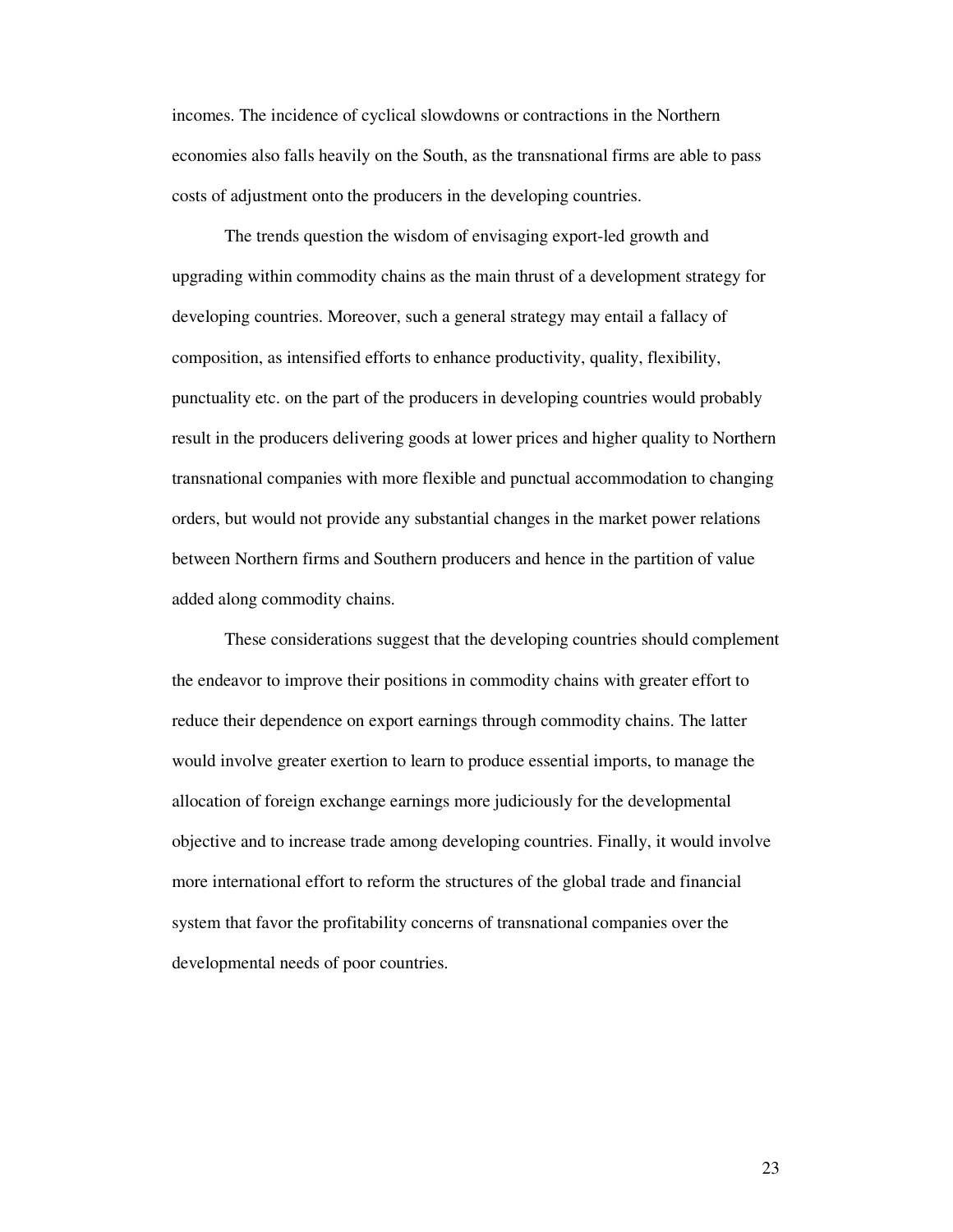incomes. The incidence of cyclical slowdowns or contractions in the Northern economies also falls heavily on the South, as the transnational firms are able to pass costs of adjustment onto the producers in the developing countries.

The trends question the wisdom of envisaging export-led growth and upgrading within commodity chains as the main thrust of a development strategy for developing countries. Moreover, such a general strategy may entail a fallacy of composition, as intensified efforts to enhance productivity, quality, flexibility, punctuality etc. on the part of the producers in developing countries would probably result in the producers delivering goods at lower prices and higher quality to Northern transnational companies with more flexible and punctual accommodation to changing orders, but would not provide any substantial changes in the market power relations between Northern firms and Southern producers and hence in the partition of value added along commodity chains.

These considerations suggest that the developing countries should complement the endeavor to improve their positions in commodity chains with greater effort to reduce their dependence on export earnings through commodity chains. The latter would involve greater exertion to learn to produce essential imports, to manage the allocation of foreign exchange earnings more judiciously for the developmental objective and to increase trade among developing countries. Finally, it would involve more international effort to reform the structures of the global trade and financial system that favor the profitability concerns of transnational companies over the developmental needs of poor countries.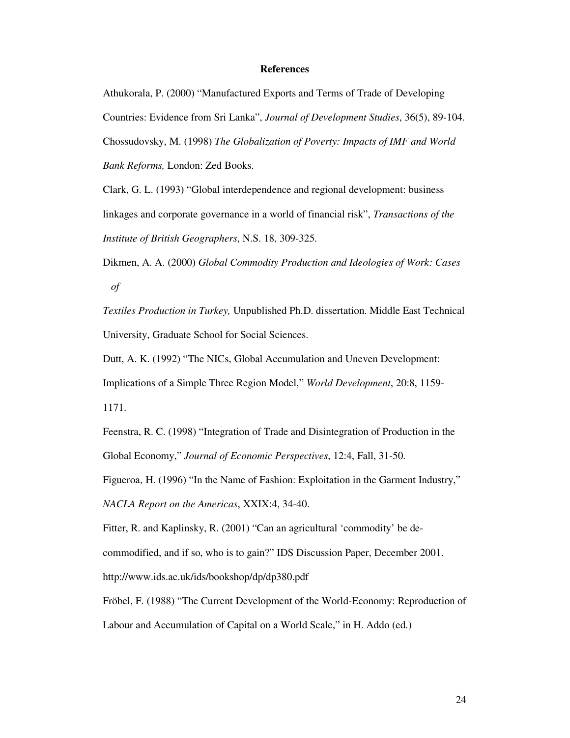## References

Athukorala, P. (2000) "Manufactured Exports and Terms of Trade of Developing Countries: Evidence from Sri Lanka", *Journal of Development Studies*, 36(5), 89-104.

Chossudovsky, M. (1998) *The Globalization of Poverty: Impacts of IMF and World Bank Reforms,* London: Zed Books.

Clark, G. L. (1993) "Global interdependence and regional development: business linkages and corporate governance in a world of financial risk", *Transactions of the Institute of British Geographers*, N.S. 18, 309-325.

Dikmen, A. A. (2000) *Global Commodity Production and Ideologies of Work: Cases of Textiles Production in Turkey,* Unpublished Ph.D. dissertation. Middle East Technical University, Graduate School for Social Sciences.

Dutt, A. K. (1992) "The NICs, Global Accumulation and Uneven Development: Implications of a Simple Three Region Model," *World Development*, 20:8, 1159-1171.

Feenstra, R. C. (1998) "Integration of Trade and Disintegration of Production in the Global Economy," *Journal of Economic Perspectives*, 12:4, Fall, 31-50.

Figueroa, H. (1996) "In the Name of Fashion: Exploitation in the Garment Industry," *NACLA Report on the Americas*, XXIX:4, 34-40.

Fitter, R. and Kaplinsky, R. (2001) "Can an agricultural 'commodity' be de-commodified, and if so, who is to gain?" IDS Discussion Paper, December 2001. http://www.ids.ac.uk/ids/bookshop/dp/dp380.pdf

Fröbel, F. (1988) "The Current Development of the World-Economy: Reproduction of Labour and Accumulation of Capital on a World Scale," in H. Addo (ed.)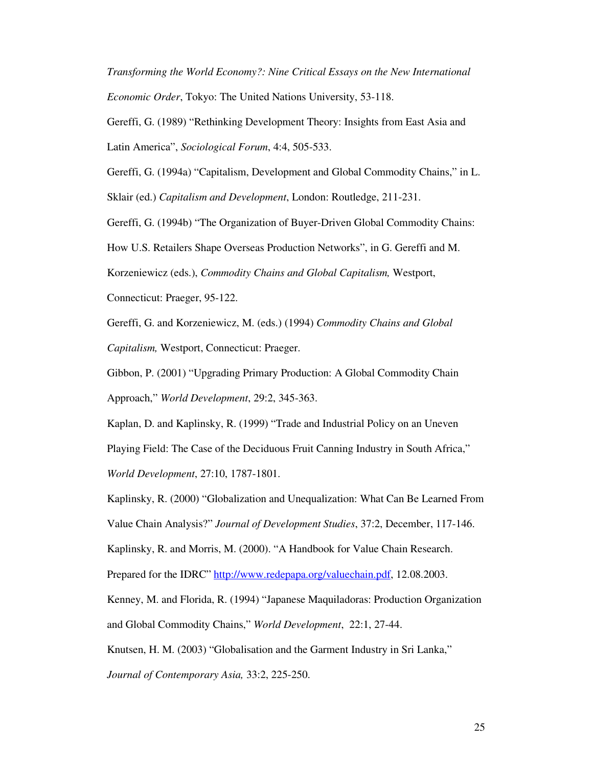*Transforming the World Economy?: Nine Critical Essays on the New International Economic Order*, Tokyo: The United Nations University, 53-118.

Gereffi, G. (1989) "Rethinking Development Theory: Insights from East Asia and Latin America", *Sociological Forum*, 4:4, 505-533.

Gereffi, G. (1994a) "Capitalism, Development and Global Commodity Chains," in L. Sklair (ed.) *Capitalism and Development*, London: Routledge, 211-231.

Gereffi, G. (1994b) "The Organization of Buyer-Driven Global Commodity Chains: How U.S. Retailers Shape Overseas Production Networks", in G. Gereffi and M. Korzeniewicz (eds.), *Commodity Chains and Global Capitalism,* Westport, Connecticut: Praeger, 95-122.

Gereffi, G. and Korzeniewicz, M. (eds.) (1994) *Commodity Chains and Global Capitalism,* Westport, Connecticut: Praeger.

Gibbon, P. (2001) "Upgrading Primary Production: A Global Commodity Chain Approach," *World Development*, 29:2, 345-363.

Kaplan, D. and Kaplinsky, R. (1999) "Trade and Industrial Policy on an Uneven Playing Field: The Case of the Deciduous Fruit Canning Industry in South Africa," *World Development*, 27:10, 1787-1801.

Kaplinsky, R. (2000) "Globalization and Unequalization: What Can Be Learned From Value Chain Analysis?" *Journal of Development Studies*, 37:2, December, 117-146.

Kaplinsky, R. and Morris, M. (2000). "A Handbook for Value Chain Research. Prepared for the IDRC" http://www.redepapa.org/valuechain.pdf, 12.08.2003.

Kenney, M. and Florida, R. (1994) "Japanese Maquiladoras: Production Organization and Global Commodity Chains," *World Development*, 22:1, 27-44.

Knutsen, H. M. (2003) "Globalisation and the Garment Industry in Sri Lanka," *Journal of Contemporary Asia,* 33:2, 225-250.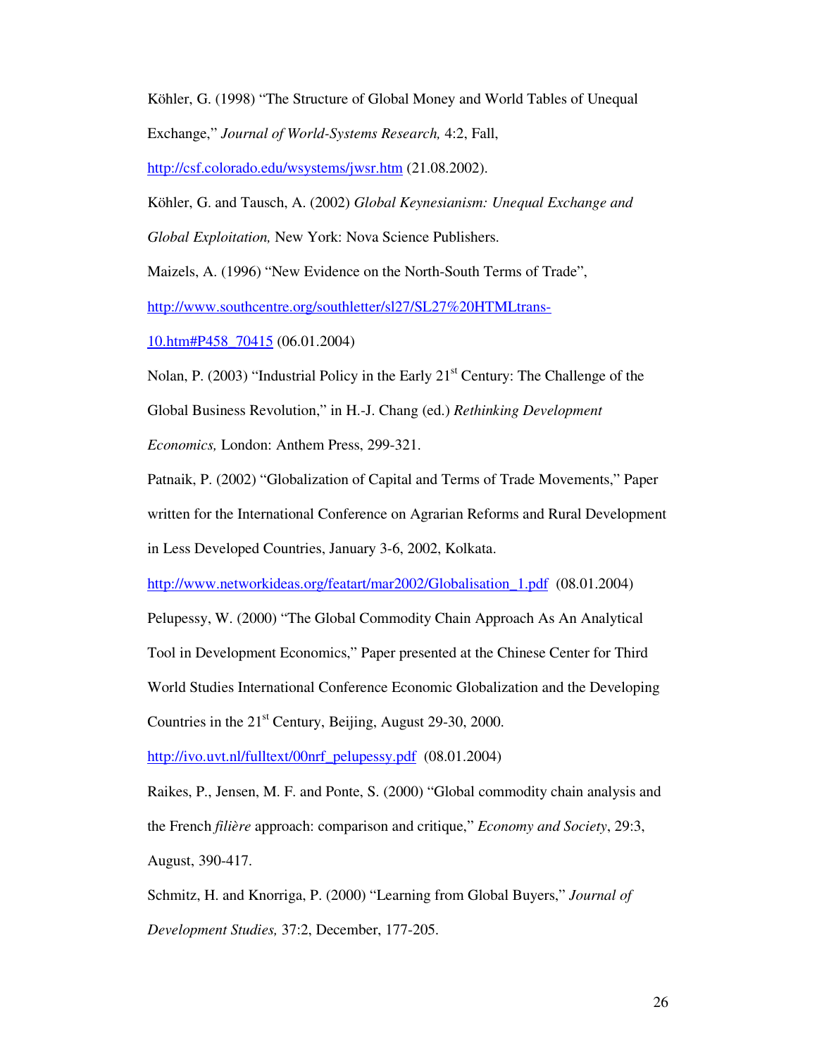Köhler, G. (1998) "The Structure of Global Money and World Tables of Unequal Exchange," *Journal of World-Systems Research,* 4:2, Fall, http://csf.colorado.edu/wsystems/jwsr.htm (21.08.2002).

Köhler, G. and Tausch, A. (2002) *Global Keynesianism: Unequal Exchange and Global Exploitation,* New York: Nova Science Publishers.

Maizels, A. (1996) "New Evidence on the North-South Terms of Trade", http://www.southcentre.org/southletter/sl27/SL27%20HTMLtrans-10.htm#P458_70415 (06.01.2004)

Nolan, P. (2003) "Industrial Policy in the Early 21st Century: The Challenge of the Global Business Revolution," in H.-J. Chang (ed.) *Rethinking Development Economics,* London: Anthem Press, 299-321.

Patnaik, P. (2002) "Globalization of Capital and Terms of Trade Movements," Paper written for the International Conference on Agrarian Reforms and Rural Development in Less Developed Countries, January 3-6, 2002, Kolkata. http://www.networkideas.org/featart/mar2002/Globalisation_1.pdf (08.01.2004)

Pelupessy, W. (2000) "The Global Commodity Chain Approach As An Analytical Tool in Development Economics," Paper presented at the Chinese Center for Third World Studies International Conference Economic Globalization and the Developing Countries in the 21st Century, Beijing, August 29-30, 2000. http://ivo.uvt.nl/fulltext/00nrf_pelupessy.pdf (08.01.2004)

Raikes, P., Jensen, M. F. and Ponte, S. (2000) "Global commodity chain analysis and the French *filière* approach: comparison and critique," *Economy and Society*, 29:3, August, 390-417.

Schmitz, H. and Knorriga, P. (2000) "Learning from Global Buyers," *Journal of Development Studies,* 37:2, December, 177-205.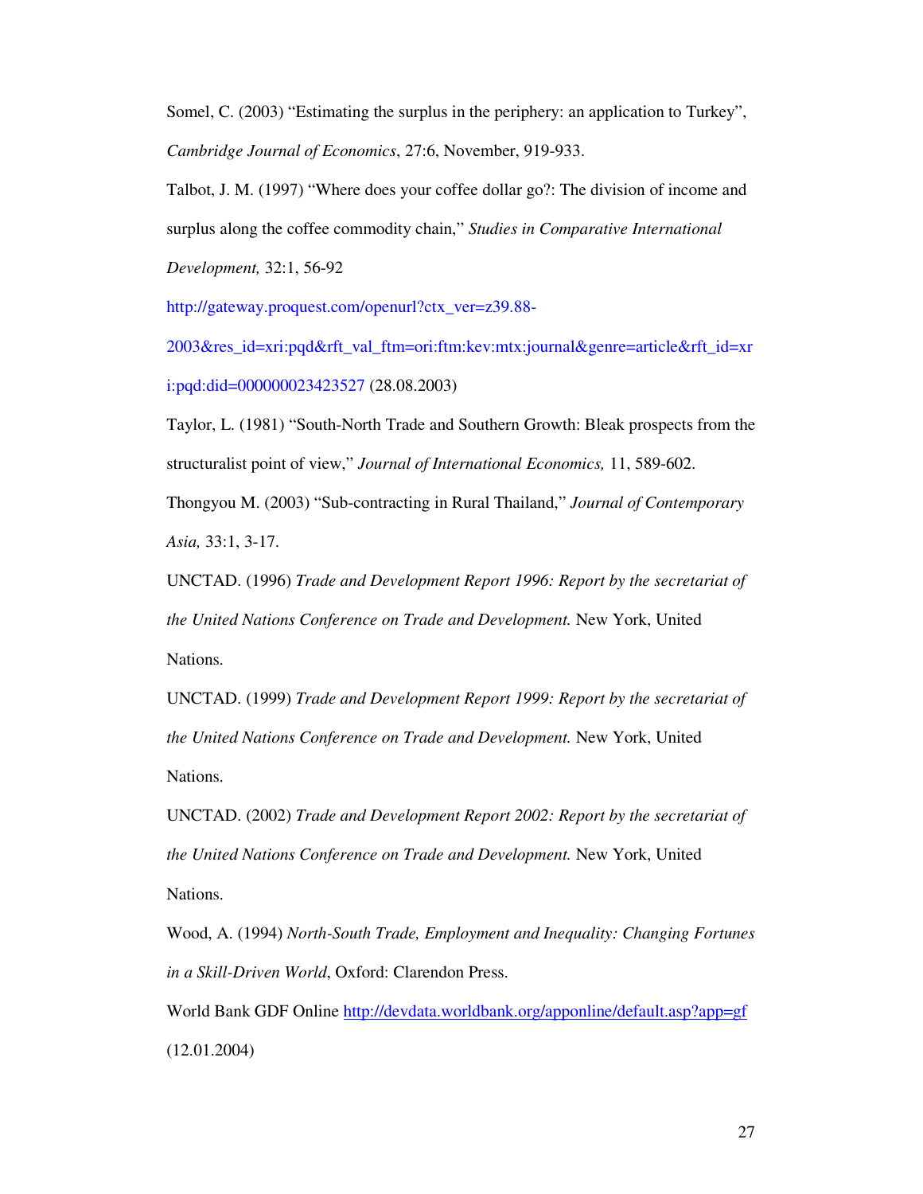Somel, C. (2003) "Estimating the surplus in the periphery: an application to Turkey", *Cambridge Journal of Economics*, 27:6, November, 919-933.

Talbot, J. M. (1997) "Where does your coffee dollar go?: The division of income and surplus along the coffee commodity chain," *Studies in Comparative International Development,* 32:1, 56-92 http://gateway.proquest.com/openurl?ctx_ver=z39.88-2003&res_id=xri:pqd&rft_val_ftm=ori:ftm:kev:mtx:journal&genre=article&rft_id=xri:pqd:did=000000023423527 (28.08.2003)

Taylor, L. (1981) "South-North Trade and Southern Growth: Bleak prospects from the structuralist point of view," *Journal of International Economics,* 11, 589-602.

Thongyou M. (2003) "Sub-contracting in Rural Thailand," *Journal of Contemporary Asia,* 33:1, 3-17.

UNCTAD. (1996) *Trade and Development Report 1996: Report by the secretariat of the United Nations Conference on Trade and Development.* New York, United Nations.

UNCTAD. (1999) *Trade and Development Report 1999: Report by the secretariat of the United Nations Conference on Trade and Development.* New York, United Nations.

UNCTAD. (2002) *Trade and Development Report 2002: Report by the secretariat of the United Nations Conference on Trade and Development.* New York, United Nations.

Wood, A. (1994) *North-South Trade, Employment and Inequality: Changing Fortunes in a Skill-Driven World*, Oxford: Clarendon Press.

World Bank GDF Online http://devdata.worldbank.org/apponline/default.asp?app=gf (12.01.2004)